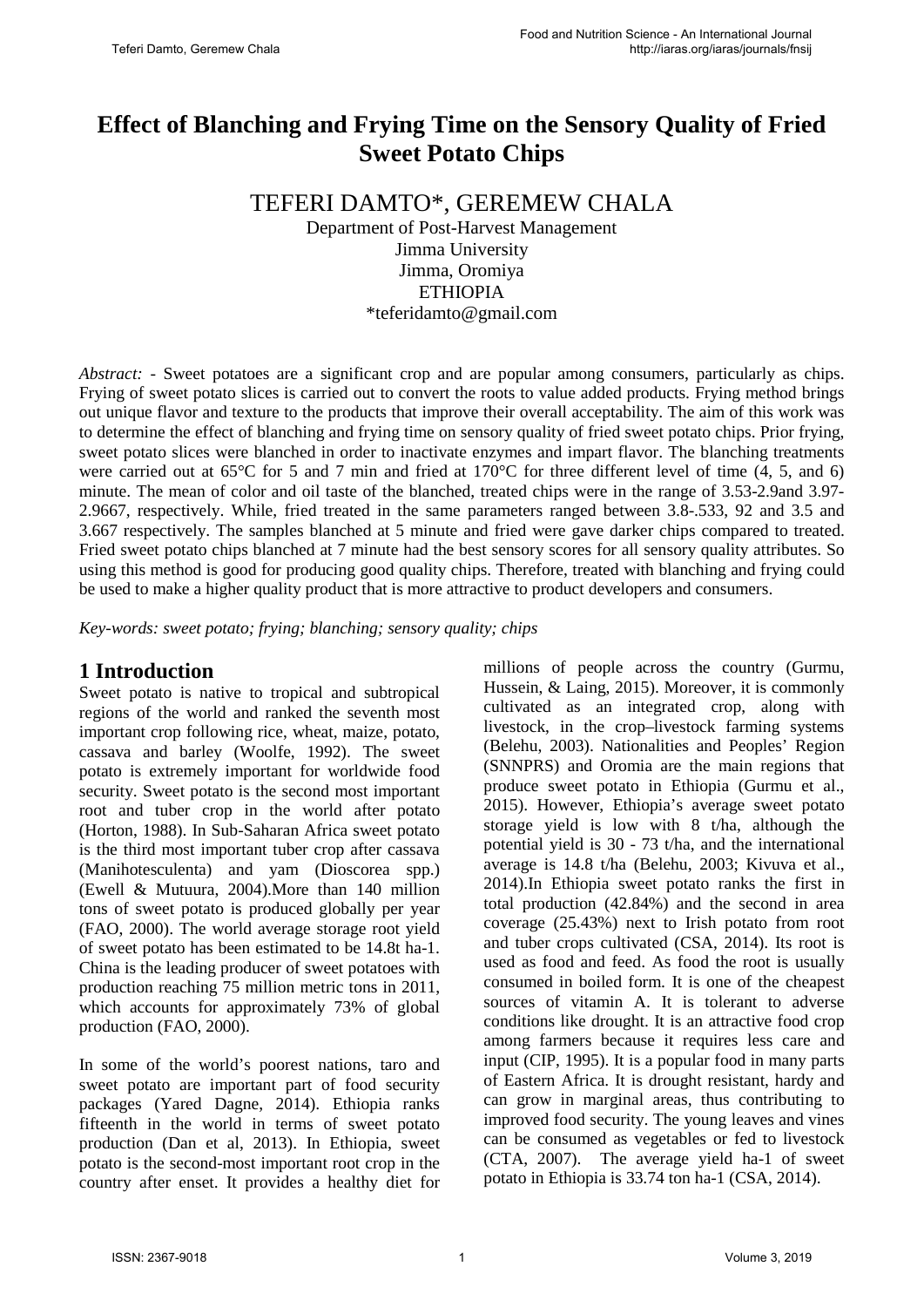# Effect of Blanching and Frying Time on the Sensory Quality of Fried Sweet Potato Chips

TEFERI DAMTO*, GEREMEW CHALA

Department of Post-Harvest Management
Jimma University
Jimma, Oromiya
ETHIOPIA
*teferidamto@gmail.com

*Abstract:* - Sweet potatoes are a significant crop and are popular among consumers, particularly as chips. Frying of sweet potato slices is carried out to convert the roots to value added products. Frying method brings out unique flavor and texture to the products that improve their overall acceptability. The aim of this work was to determine the effect of blanching and frying time on sensory quality of fried sweet potato chips. Prior frying, sweet potato slices were blanched in order to inactivate enzymes and impart flavor. The blanching treatments were carried out at 65°C for 5 and 7 min and fried at 170°C for three different level of time (4, 5, and 6) minute. The mean of color and oil taste of the blanched, treated chips were in the range of 3.53-2.9and 3.97-2.9667, respectively. While, fried treated in the same parameters ranged between 3.8-.533, 92 and 3.5 and 3.667 respectively. The samples blanched at 5 minute and fried were gave darker chips compared to treated. Fried sweet potato chips blanched at 7 minute had the best sensory scores for all sensory quality attributes. So using this method is good for producing good quality chips. Therefore, treated with blanching and frying could be used to make a higher quality product that is more attractive to product developers and consumers.

*Key-words: sweet potato; frying; blanching; sensory quality; chips*

## 1 Introduction

Sweet potato is native to tropical and subtropical regions of the world and ranked the seventh most important crop following rice, wheat, maize, potato, cassava and barley (Woolfe, 1992). The sweet potato is extremely important for worldwide food security. Sweet potato is the second most important root and tuber crop in the world after potato (Horton, 1988). In Sub-Saharan Africa sweet potato is the third most important tuber crop after cassava (Manihotesculenta) and yam (Dioscorea spp.) (Ewell & Mutuura, 2004).More than 140 million tons of sweet potato is produced globally per year (FAO, 2000). The world average storage root yield of sweet potato has been estimated to be 14.8t ha-1. China is the leading producer of sweet potatoes with production reaching 75 million metric tons in 2011, which accounts for approximately 73% of global production (FAO, 2000).

In some of the world's poorest nations, taro and sweet potato are important part of food security packages (Yared Dagne, 2014). Ethiopia ranks fifteenth in the world in terms of sweet potato production (Dan et al, 2013). In Ethiopia, sweet potato is the second-most important root crop in the country after enset. It provides a healthy diet for millions of people across the country (Gurmu, Hussein, & Laing, 2015). Moreover, it is commonly cultivated as an integrated crop, along with livestock, in the crop–livestock farming systems (Belehu, 2003). Nationalities and Peoples' Region (SNNPRS) and Oromia are the main regions that produce sweet potato in Ethiopia (Gurmu et al., 2015). However, Ethiopia's average sweet potato storage yield is low with 8 t/ha, although the potential yield is 30 - 73 t/ha, and the international average is 14.8 t/ha (Belehu, 2003; Kivuva et al., 2014).In Ethiopia sweet potato ranks the first in total production (42.84%) and the second in area coverage (25.43%) next to Irish potato from root and tuber crops cultivated (CSA, 2014). Its root is used as food and feed. As food the root is usually consumed in boiled form. It is one of the cheapest sources of vitamin A. It is tolerant to adverse conditions like drought. It is an attractive food crop among farmers because it requires less care and input (CIP, 1995). It is a popular food in many parts of Eastern Africa. It is drought resistant, hardy and can grow in marginal areas, thus contributing to improved food security. The young leaves and vines can be consumed as vegetables or fed to livestock (CTA, 2007). The average yield ha-1 of sweet potato in Ethiopia is 33.74 ton ha-1 (CSA, 2014).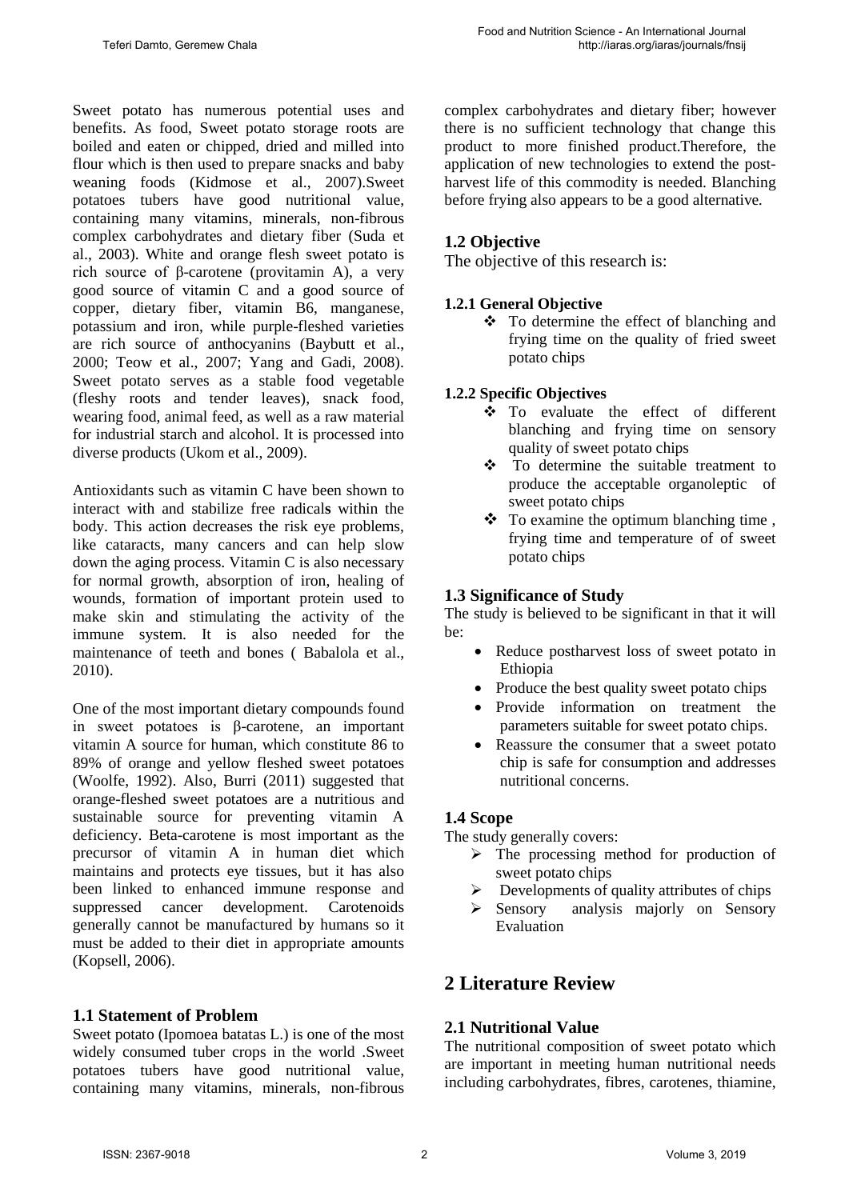Sweet potato has numerous potential uses and benefits. As food, Sweet potato storage roots are boiled and eaten or chipped, dried and milled into flour which is then used to prepare snacks and baby weaning foods (Kidmose et al., 2007).Sweet potatoes tubers have good nutritional value, containing many vitamins, minerals, non-fibrous complex carbohydrates and dietary fiber (Suda et al., 2003). White and orange flesh sweet potato is rich source of β-carotene (provitamin A), a very good source of vitamin C and a good source of copper, dietary fiber, vitamin B6, manganese, potassium and iron, while purple-fleshed varieties are rich source of anthocyanins (Baybutt et al., 2000; Teow et al., 2007; Yang and Gadi, 2008). Sweet potato serves as a stable food vegetable (fleshy roots and tender leaves), snack food, wearing food, animal feed, as well as a raw material for industrial starch and alcohol. It is processed into diverse products (Ukom et al., 2009).

Antioxidants such as vitamin C have been shown to interact with and stabilize free radicals within the body. This action decreases the risk eye problems, like cataracts, many cancers and can help slow down the aging process. Vitamin C is also necessary for normal growth, absorption of iron, healing of wounds, formation of important protein used to make skin and stimulating the activity of the immune system. It is also needed for the maintenance of teeth and bones ( Babalola et al., 2010).

One of the most important dietary compounds found in sweet potatoes is β-carotene, an important vitamin A source for human, which constitute 86 to 89% of orange and yellow fleshed sweet potatoes (Woolfe, 1992). Also, Burri (2011) suggested that orange-fleshed sweet potatoes are a nutritious and sustainable source for preventing vitamin A deficiency. Beta-carotene is most important as the precursor of vitamin A in human diet which maintains and protects eye tissues, but it has also been linked to enhanced immune response and suppressed cancer development. Carotenoids generally cannot be manufactured by humans so it must be added to their diet in appropriate amounts (Kopsell, 2006).

### 1.1 Statement of Problem

Sweet potato (Ipomoea batatas L.) is one of the most widely consumed tuber crops in the world .Sweet potatoes tubers have good nutritional value, containing many vitamins, minerals, non-fibrous complex carbohydrates and dietary fiber; however there is no sufficient technology that change this product to more finished product.Therefore, the application of new technologies to extend the post-harvest life of this commodity is needed. Blanching before frying also appears to be a good alternative.

### 1.2 Objective

The objective of this research is:

#### 1.2.1 General Objective

- To determine the effect of blanching and frying time on the quality of fried sweet potato chips

#### 1.2.2 Specific Objectives

- To evaluate the effect of different blanching and frying time on sensory quality of sweet potato chips
- To determine the suitable treatment to produce the acceptable organoleptic of sweet potato chips
- To examine the optimum blanching time , frying time and temperature of of sweet potato chips

### 1.3 Significance of Study

The study is believed to be significant in that it will be:

- Reduce postharvest loss of sweet potato in Ethiopia
- Produce the best quality sweet potato chips
- Provide information on treatment the parameters suitable for sweet potato chips.
- Reassure the consumer that a sweet potato chip is safe for consumption and addresses nutritional concerns.

### 1.4 Scope

The study generally covers:

- The processing method for production of sweet potato chips
- Developments of quality attributes of chips
- Sensory analysis majorly on Sensory Evaluation

## 2 Literature Review

### 2.1 Nutritional Value

The nutritional composition of sweet potato which are important in meeting human nutritional needs including carbohydrates, fibres, carotenes, thiamine,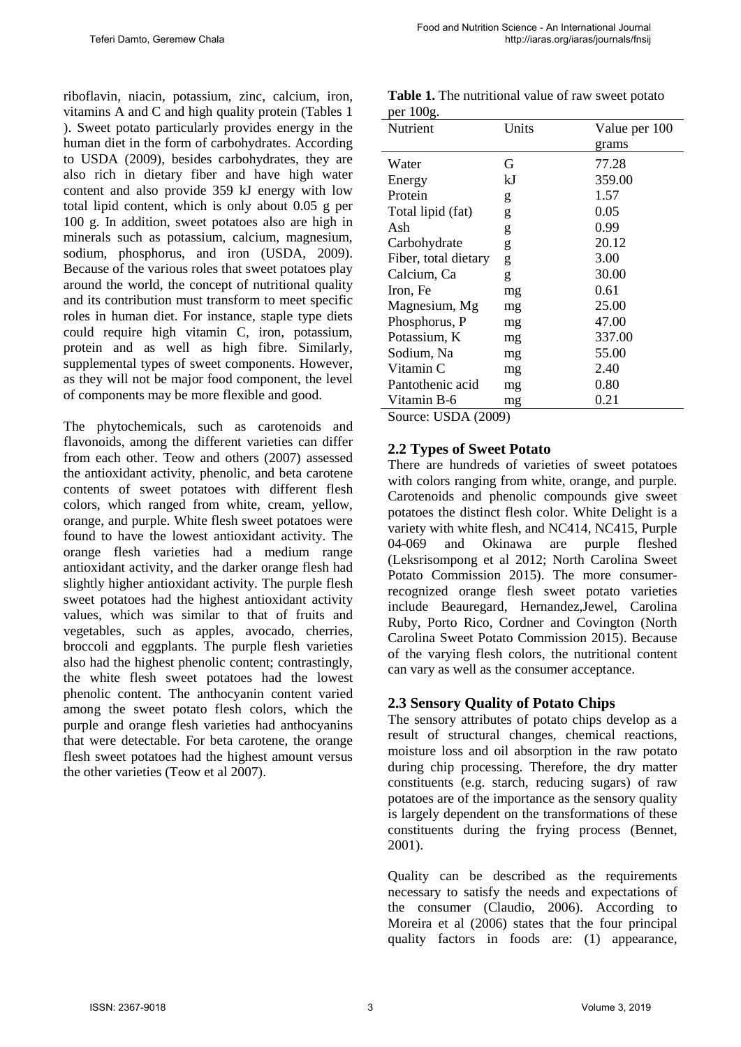riboflavin, niacin, potassium, zinc, calcium, iron, vitamins A and C and high quality protein (Tables 1 ). Sweet potato particularly provides energy in the human diet in the form of carbohydrates. According to USDA (2009), besides carbohydrates, they are also rich in dietary fiber and have high water content and also provide 359 kJ energy with low total lipid content, which is only about 0.05 g per 100 g. In addition, sweet potatoes also are high in minerals such as potassium, calcium, magnesium, sodium, phosphorus, and iron (USDA, 2009). Because of the various roles that sweet potatoes play around the world, the concept of nutritional quality and its contribution must transform to meet specific roles in human diet. For instance, staple type diets could require high vitamin C, iron, potassium, protein and as well as high fibre. Similarly, supplemental types of sweet components. However, as they will not be major food component, the level of components may be more flexible and good.

The phytochemicals, such as carotenoids and flavonoids, among the different varieties can differ from each other. Teow and others (2007) assessed the antioxidant activity, phenolic, and beta carotene contents of sweet potatoes with different flesh colors, which ranged from white, cream, yellow, orange, and purple. White flesh sweet potatoes were found to have the lowest antioxidant activity. The orange flesh varieties had a medium range antioxidant activity, and the darker orange flesh had slightly higher antioxidant activity. The purple flesh sweet potatoes had the highest antioxidant activity values, which was similar to that of fruits and vegetables, such as apples, avocado, cherries, broccoli and eggplants. The purple flesh varieties also had the highest phenolic content; contrastingly, the white flesh sweet potatoes had the lowest phenolic content. The anthocyanin content varied among the sweet potato flesh colors, which the purple and orange flesh varieties had anthocyanins that were detectable. For beta carotene, the orange flesh sweet potatoes had the highest amount versus the other varieties (Teow et al 2007).

**Table 1.** The nutritional value of raw sweet potato per 100g.

| Nutrient | Units | Value per 100 grams |
|---|---|---|
| Water | G | 77.28 |
| Energy | kJ | 359.00 |
| Protein | g | 1.57 |
| Total lipid (fat) | g | 0.05 |
| Ash | g | 0.99 |
| Carbohydrate | g | 20.12 |
| Fiber, total dietary | g | 3.00 |
| Calcium, Ca | g | 30.00 |
| Iron, Fe | mg | 0.61 |
| Magnesium, Mg | mg | 25.00 |
| Phosphorus, P | mg | 47.00 |
| Potassium, K | mg | 337.00 |
| Sodium, Na | mg | 55.00 |
| Vitamin C | mg | 2.40 |
| Pantothenic acid | mg | 0.80 |
| Vitamin B-6 | mg | 0.21 |

Source: USDA (2009)

### 2.2 Types of Sweet Potato

There are hundreds of varieties of sweet potatoes with colors ranging from white, orange, and purple. Carotenoids and phenolic compounds give sweet potatoes the distinct flesh color. White Delight is a variety with white flesh, and NC414, NC415, Purple 04-069 and Okinawa are purple fleshed (Leksrisompong et al 2012; North Carolina Sweet Potato Commission 2015). The more consumer-recognized orange flesh sweet potato varieties include Beauregard, Hernandez,Jewel, Carolina Ruby, Porto Rico, Cordner and Covington (North Carolina Sweet Potato Commission 2015). Because of the varying flesh colors, the nutritional content can vary as well as the consumer acceptance.

### 2.3 Sensory Quality of Potato Chips

The sensory attributes of potato chips develop as a result of structural changes, chemical reactions, moisture loss and oil absorption in the raw potato during chip processing. Therefore, the dry matter constituents (e.g. starch, reducing sugars) of raw potatoes are of the importance as the sensory quality is largely dependent on the transformations of these constituents during the frying process (Bennet, 2001).

Quality can be described as the requirements necessary to satisfy the needs and expectations of the consumer (Claudio, 2006). According to Moreira et al (2006) states that the four principal quality factors in foods are: (1) appearance,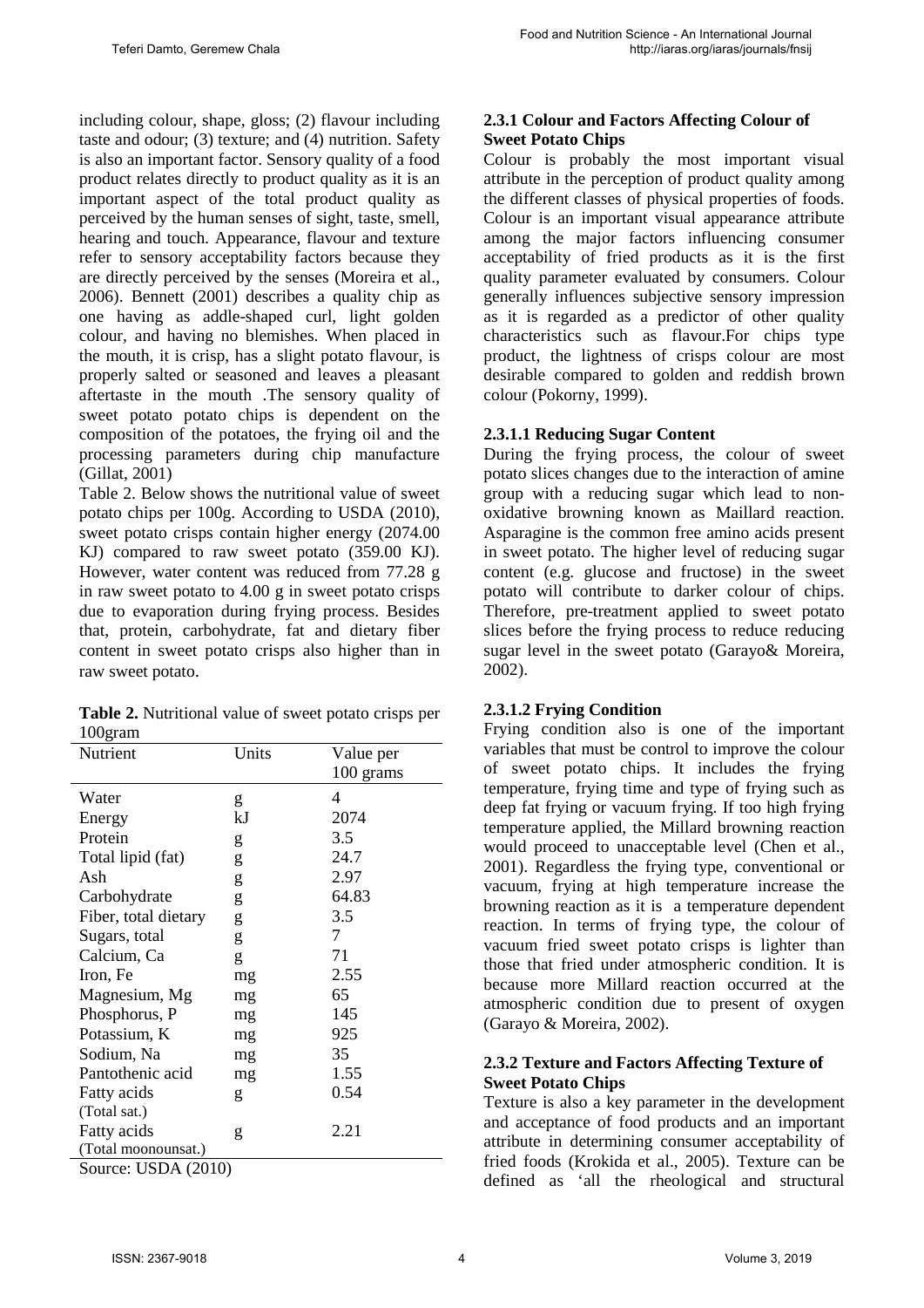including colour, shape, gloss; (2) flavour including taste and odour; (3) texture; and (4) nutrition. Safety is also an important factor. Sensory quality of a food product relates directly to product quality as it is an important aspect of the total product quality as perceived by the human senses of sight, taste, smell, hearing and touch. Appearance, flavour and texture refer to sensory acceptability factors because they are directly perceived by the senses (Moreira et al., 2006). Bennett (2001) describes a quality chip as one having as addle-shaped curl, light golden colour, and having no blemishes. When placed in the mouth, it is crisp, has a slight potato flavour, is properly salted or seasoned and leaves a pleasant aftertaste in the mouth .The sensory quality of sweet potato potato chips is dependent on the composition of the potatoes, the frying oil and the processing parameters during chip manufacture (Gillat, 2001)

Table 2. Below shows the nutritional value of sweet potato chips per 100g. According to USDA (2010), sweet potato crisps contain higher energy (2074.00 KJ) compared to raw sweet potato (359.00 KJ). However, water content was reduced from 77.28 g in raw sweet potato to 4.00 g in sweet potato crisps due to evaporation during frying process. Besides that, protein, carbohydrate, fat and dietary fiber content in sweet potato crisps also higher than in raw sweet potato.

**Table 2.** Nutritional value of sweet potato crisps per 100gram

| Nutrient | Units | Value per 100 grams |
|---|---|---|
| Water | g | 4 |
| Energy | kJ | 2074 |
| Protein | g | 3.5 |
| Total lipid (fat) | g | 24.7 |
| Ash | g | 2.97 |
| Carbohydrate | g | 64.83 |
| Fiber, total dietary | g | 3.5 |
| Sugars, total | g | 7 |
| Calcium, Ca | g | 71 |
| Iron, Fe | mg | 2.55 |
| Magnesium, Mg | mg | 65 |
| Phosphorus, P | mg | 145 |
| Potassium, K | mg | 925 |
| Sodium, Na | mg | 35 |
| Pantothenic acid | mg | 1.55 |
| Fatty acids (Total sat.) | g | 0.54 |
| Fatty acids (Total moonounsat.) | g | 2.21 |

Source: USDA (2010)

### 2.3.1 Colour and Factors Affecting Colour of Sweet Potato Chips

Colour is probably the most important visual attribute in the perception of product quality among the different classes of physical properties of foods. Colour is an important visual appearance attribute among the major factors influencing consumer acceptability of fried products as it is the first quality parameter evaluated by consumers. Colour generally influences subjective sensory impression as it is regarded as a predictor of other quality characteristics such as flavour.For chips type product, the lightness of crisps colour are most desirable compared to golden and reddish brown colour (Pokorny, 1999).

#### 2.3.1.1 Reducing Sugar Content

During the frying process, the colour of sweet potato slices changes due to the interaction of amine group with a reducing sugar which lead to non-oxidative browning known as Maillard reaction. Asparagine is the common free amino acids present in sweet potato. The higher level of reducing sugar content (e.g. glucose and fructose) in the sweet potato will contribute to darker colour of chips. Therefore, pre-treatment applied to sweet potato slices before the frying process to reduce reducing sugar level in the sweet potato (Garayo& Moreira, 2002).

#### 2.3.1.2 Frying Condition

Frying condition also is one of the important variables that must be control to improve the colour of sweet potato chips. It includes the frying temperature, frying time and type of frying such as deep fat frying or vacuum frying. If too high frying temperature applied, the Millard browning reaction would proceed to unacceptable level (Chen et al., 2001). Regardless the frying type, conventional or vacuum, frying at high temperature increase the browning reaction as it is a temperature dependent reaction. In terms of frying type, the colour of vacuum fried sweet potato crisps is lighter than those that fried under atmospheric condition. It is because more Millard reaction occurred at the atmospheric condition due to present of oxygen (Garayo & Moreira, 2002).

### 2.3.2 Texture and Factors Affecting Texture of Sweet Potato Chips

Texture is also a key parameter in the development and acceptance of food products and an important attribute in determining consumer acceptability of fried foods (Krokida et al., 2005). Texture can be defined as 'all the rheological and structural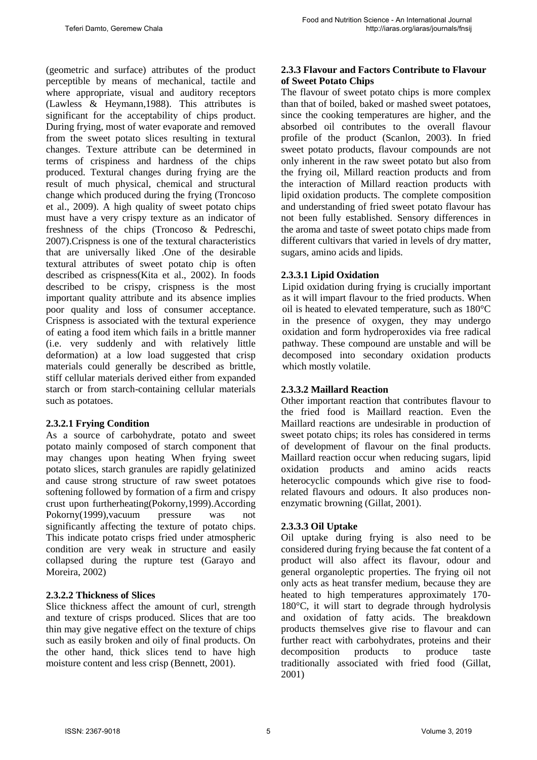(geometric and surface) attributes of the product perceptible by means of mechanical, tactile and where appropriate, visual and auditory receptors (Lawless & Heymann,1988). This attributes is significant for the acceptability of chips product. During frying, most of water evaporate and removed from the sweet potato slices resulting in textural changes. Texture attribute can be determined in terms of crispiness and hardness of the chips produced. Textural changes during frying are the result of much physical, chemical and structural change which produced during the frying (Troncoso et al., 2009). A high quality of sweet potato chips must have a very crispy texture as an indicator of freshness of the chips (Troncoso & Pedreschi, 2007).Crispness is one of the textural characteristics that are universally liked .One of the desirable textural attributes of sweet potato chip is often described as crispness(Kita et al., 2002). In foods described to be crispy, crispness is the most important quality attribute and its absence implies poor quality and loss of consumer acceptance. Crispness is associated with the textural experience of eating a food item which fails in a brittle manner (i.e. very suddenly and with relatively little deformation) at a low load suggested that crisp materials could generally be described as brittle, stiff cellular materials derived either from expanded starch or from starch-containing cellular materials such as potatoes.

#### 2.3.2.1 Frying Condition

As a source of carbohydrate, potato and sweet potato mainly composed of starch component that may changes upon heating When frying sweet potato slices, starch granules are rapidly gelatinized and cause strong structure of raw sweet potatoes softening followed by formation of a firm and crispy crust upon furtherheating(Pokorny,1999).According Pokorny(1999),vacuum pressure was not significantly affecting the texture of potato chips. This indicate potato crisps fried under atmospheric condition are very weak in structure and easily collapsed during the rupture test (Garayo and Moreira, 2002)

#### 2.3.2.2 Thickness of Slices

Slice thickness affect the amount of curl, strength and texture of crisps produced. Slices that are too thin may give negative effect on the texture of chips such as easily broken and oily of final products. On the other hand, thick slices tend to have high moisture content and less crisp (Bennett, 2001).

### 2.3.3 Flavour and Factors Contribute to Flavour of Sweet Potato Chips

The flavour of sweet potato chips is more complex than that of boiled, baked or mashed sweet potatoes, since the cooking temperatures are higher, and the absorbed oil contributes to the overall flavour profile of the product (Scanlon, 2003). In fried sweet potato products, flavour compounds are not only inherent in the raw sweet potato but also from the frying oil, Millard reaction products and from the interaction of Millard reaction products with lipid oxidation products. The complete composition and understanding of fried sweet potato flavour has not been fully established. Sensory differences in the aroma and taste of sweet potato chips made from different cultivars that varied in levels of dry matter, sugars, amino acids and lipids.

#### 2.3.3.1 Lipid Oxidation

Lipid oxidation during frying is crucially important as it will impart flavour to the fried products. When oil is heated to elevated temperature, such as 180°C in the presence of oxygen, they may undergo oxidation and form hydroperoxides via free radical pathway. These compound are unstable and will be decomposed into secondary oxidation products which mostly volatile.

#### 2.3.3.2 Maillard Reaction

Other important reaction that contributes flavour to the fried food is Maillard reaction. Even the Maillard reactions are undesirable in production of sweet potato chips; its roles has considered in terms of development of flavour on the final products. Maillard reaction occur when reducing sugars, lipid oxidation products and amino acids reacts heterocyclic compounds which give rise to food-related flavours and odours. It also produces non-enzymatic browning (Gillat, 2001).

#### 2.3.3.3 Oil Uptake

Oil uptake during frying is also need to be considered during frying because the fat content of a product will also affect its flavour, odour and general organoleptic properties. The frying oil not only acts as heat transfer medium, because they are heated to high temperatures approximately 170-180°C, it will start to degrade through hydrolysis and oxidation of fatty acids. The breakdown products themselves give rise to flavour and can further react with carbohydrates, proteins and their decomposition products to produce taste traditionally associated with fried food (Gillat, 2001)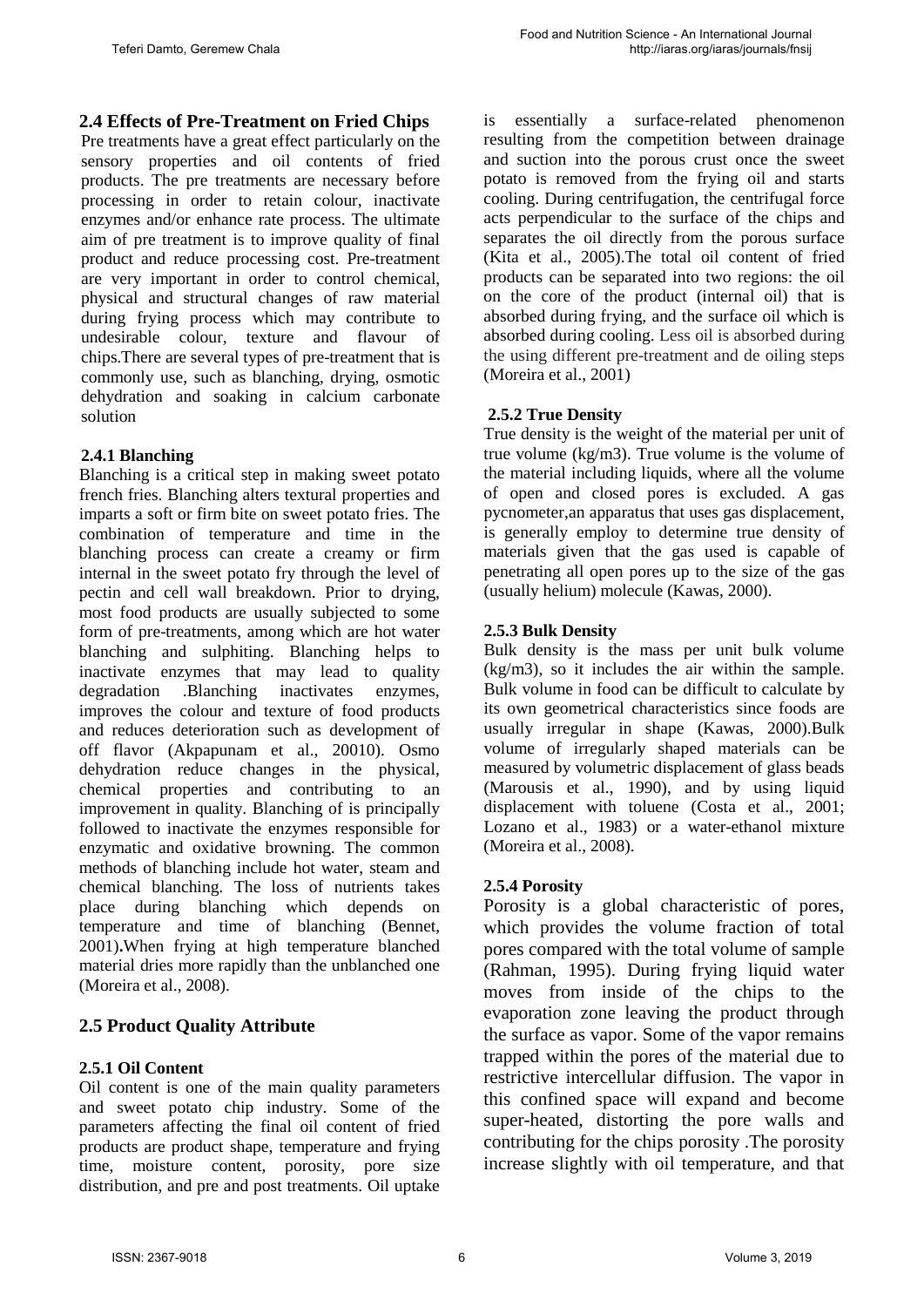## 2.4 Effects of Pre-Treatment on Fried Chips

Pre treatments have a great effect particularly on the sensory properties and oil contents of fried products. The pre treatments are necessary before processing in order to retain colour, inactivate enzymes and/or enhance rate process. The ultimate aim of pre treatment is to improve quality of final product and reduce processing cost. Pre-treatment are very important in order to control chemical, physical and structural changes of raw material during frying process which may contribute to undesirable colour, texture and flavour of chips.There are several types of pre-treatment that is commonly use, such as blanching, drying, osmotic dehydration and soaking in calcium carbonate solution

### 2.4.1 Blanching

Blanching is a critical step in making sweet potato french fries. Blanching alters textural properties and imparts a soft or firm bite on sweet potato fries. The combination of temperature and time in the blanching process can create a creamy or firm internal in the sweet potato fry through the level of pectin and cell wall breakdown. Prior to drying, most food products are usually subjected to some form of pre-treatments, among which are hot water blanching and sulphiting. Blanching helps to inactivate enzymes that may lead to quality degradation .Blanching inactivates enzymes, improves the colour and texture of food products and reduces deterioration such as development of off flavor (Akpapunam et al., 20010). Osmo dehydration reduce changes in the physical, chemical properties and contributing to an improvement in quality. Blanching of is principally followed to inactivate the enzymes responsible for enzymatic and oxidative browning. The common methods of blanching include hot water, steam and chemical blanching. The loss of nutrients takes place during blanching which depends on temperature and time of blanching (Bennet, 2001)**.**When frying at high temperature blanched material dries more rapidly than the unblanched one (Moreira et al., 2008).

## 2.5 Product Quality Attribute

### 2.5.1 Oil Content

Oil content is one of the main quality parameters and sweet potato chip industry. Some of the parameters affecting the final oil content of fried products are product shape, temperature and frying time, moisture content, porosity, pore size distribution, and pre and post treatments. Oil uptake is essentially a surface-related phenomenon resulting from the competition between drainage and suction into the porous crust once the sweet potato is removed from the frying oil and starts cooling. During centrifugation, the centrifugal force acts perpendicular to the surface of the chips and separates the oil directly from the porous surface (Kita et al., 2005).The total oil content of fried products can be separated into two regions: the oil on the core of the product (internal oil) that is absorbed during frying, and the surface oil which is absorbed during cooling. Less oil is absorbed during the using different pre-treatment and de oiling steps (Moreira et al., 2001)

### 2.5.2 True Density

True density is the weight of the material per unit of true volume (kg/m3). True volume is the volume of the material including liquids, where all the volume of open and closed pores is excluded. A gas pycnometer,an apparatus that uses gas displacement, is generally employ to determine true density of materials given that the gas used is capable of penetrating all open pores up to the size of the gas (usually helium) molecule (Kawas, 2000).

### 2.5.3 Bulk Density

Bulk density is the mass per unit bulk volume (kg/m3), so it includes the air within the sample. Bulk volume in food can be difficult to calculate by its own geometrical characteristics since foods are usually irregular in shape (Kawas, 2000).Bulk volume of irregularly shaped materials can be measured by volumetric displacement of glass beads (Marousis et al., 1990), and by using liquid displacement with toluene (Costa et al., 2001; Lozano et al., 1983) or a water-ethanol mixture (Moreira et al., 2008).

### 2.5.4 Porosity

Porosity is a global characteristic of pores, which provides the volume fraction of total pores compared with the total volume of sample (Rahman, 1995). During frying liquid water moves from inside of the chips to the evaporation zone leaving the product through the surface as vapor. Some of the vapor remains trapped within the pores of the material due to restrictive intercellular diffusion. The vapor in this confined space will expand and become super-heated, distorting the pore walls and contributing for the chips porosity .The porosity increase slightly with oil temperature, and that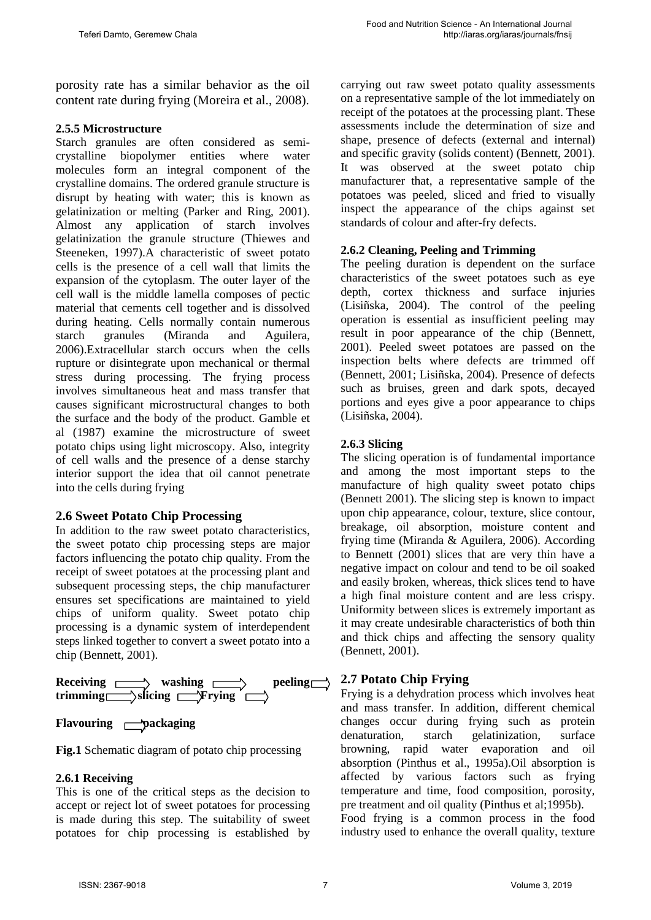porosity rate has a similar behavior as the oil content rate during frying (Moreira et al., 2008).

### 2.5.5 Microstructure

Starch granules are often considered as semi-crystalline biopolymer entities where water molecules form an integral component of the crystalline domains. The ordered granule structure is disrupt by heating with water; this is known as gelatinization or melting (Parker and Ring, 2001). Almost any application of starch involves gelatinization the granule structure (Thiewes and Steeneken, 1997).A characteristic of sweet potato cells is the presence of a cell wall that limits the expansion of the cytoplasm. The outer layer of the cell wall is the middle lamella composes of pectic material that cements cell together and is dissolved during heating. Cells normally contain numerous starch granules (Miranda and Aguilera, 2006).Extracellular starch occurs when the cells rupture or disintegrate upon mechanical or thermal stress during processing. The frying process involves simultaneous heat and mass transfer that causes significant microstructural changes to both the surface and the body of the product. Gamble et al (1987) examine the microstructure of sweet potato chips using light microscopy. Also, integrity of cell walls and the presence of a dense starchy interior support the idea that oil cannot penetrate into the cells during frying

## 2.6 Sweet Potato Chip Processing

In addition to the raw sweet potato characteristics, the sweet potato chip processing steps are major factors influencing the potato chip quality. From the receipt of sweet potatoes at the processing plant and subsequent processing steps, the chip manufacturer ensures set specifications are maintained to yield chips of uniform quality. Sweet potato chip processing is a dynamic system of interdependent steps linked together to convert a sweet potato into a chip (Bennett, 2001).

**Receiving** ⇨ **washing** ⇨ **peeling** ⇨ **trimming** ⇨ **slicing** ⇨ **Frying** ⇨ **Flavouring** ⇨ **packaging**

**Fig.1** Schematic diagram of potato chip processing

### 2.6.1 Receiving

This is one of the critical steps as the decision to accept or reject lot of sweet potatoes for processing is made during this step. The suitability of sweet potatoes for chip processing is established by carrying out raw sweet potato quality assessments on a representative sample of the lot immediately on receipt of the potatoes at the processing plant. These assessments include the determination of size and shape, presence of defects (external and internal) and specific gravity (solids content) (Bennett, 2001). It was observed at the sweet potato chip manufacturer that, a representative sample of the potatoes was peeled, sliced and fried to visually inspect the appearance of the chips against set standards of colour and after-fry defects.

### 2.6.2 Cleaning, Peeling and Trimming

The peeling duration is dependent on the surface characteristics of the sweet potatoes such as eye depth, cortex thickness and surface injuries (Lisiñska, 2004). The control of the peeling operation is essential as insufficient peeling may result in poor appearance of the chip (Bennett, 2001). Peeled sweet potatoes are passed on the inspection belts where defects are trimmed off (Bennett, 2001; Lisiñska, 2004). Presence of defects such as bruises, green and dark spots, decayed portions and eyes give a poor appearance to chips (Lisiñska, 2004).

### 2.6.3 Slicing

The slicing operation is of fundamental importance and among the most important steps to the manufacture of high quality sweet potato chips (Bennett 2001). The slicing step is known to impact upon chip appearance, colour, texture, slice contour, breakage, oil absorption, moisture content and frying time (Miranda & Aguilera, 2006). According to Bennett (2001) slices that are very thin have a negative impact on colour and tend to be oil soaked and easily broken, whereas, thick slices tend to have a high final moisture content and are less crispy. Uniformity between slices is extremely important as it may create undesirable characteristics of both thin and thick chips and affecting the sensory quality (Bennett, 2001).

## 2.7 Potato Chip Frying

Frying is a dehydration process which involves heat and mass transfer. In addition, different chemical changes occur during frying such as protein denaturation, starch gelatinization, surface browning, rapid water evaporation and oil absorption (Pinthus et al., 1995a).Oil absorption is affected by various factors such as frying temperature and time, food composition, porosity, pre treatment and oil quality (Pinthus et al;1995b).

Food frying is a common process in the food industry used to enhance the overall quality, texture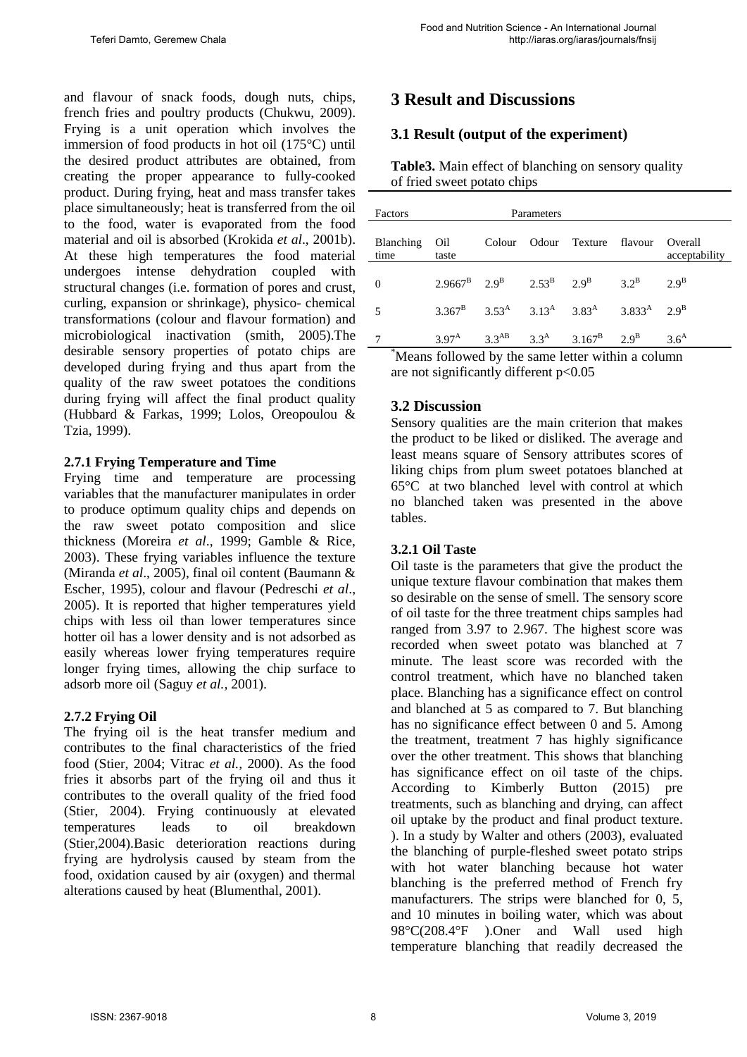and flavour of snack foods, dough nuts, chips, french fries and poultry products (Chukwu, 2009). Frying is a unit operation which involves the immersion of food products in hot oil (175°C) until the desired product attributes are obtained, from creating the proper appearance to fully-cooked product. During frying, heat and mass transfer takes place simultaneously; heat is transferred from the oil to the food, water is evaporated from the food material and oil is absorbed (Krokida *et al*., 2001b). At these high temperatures the food material undergoes intense dehydration coupled with structural changes (i.e. formation of pores and crust, curling, expansion or shrinkage), physico- chemical transformations (colour and flavour formation) and microbiological inactivation (smith, 2005).The desirable sensory properties of potato chips are developed during frying and thus apart from the quality of the raw sweet potatoes the conditions during frying will affect the final product quality (Hubbard & Farkas, 1999; Lolos, Oreopoulou & Tzia, 1999).

### 2.7.1 Frying Temperature and Time

Frying time and temperature are processing variables that the manufacturer manipulates in order to produce optimum quality chips and depends on the raw sweet potato composition and slice thickness (Moreira *et al*., 1999; Gamble & Rice, 2003). These frying variables influence the texture (Miranda *et al*., 2005), final oil content (Baumann & Escher, 1995), colour and flavour (Pedreschi *et al*., 2005). It is reported that higher temperatures yield chips with less oil than lower temperatures since hotter oil has a lower density and is not adsorbed as easily whereas lower frying temperatures require longer frying times, allowing the chip surface to adsorb more oil (Saguy *et al.*, 2001).

### 2.7.2 Frying Oil

The frying oil is the heat transfer medium and contributes to the final characteristics of the fried food (Stier, 2004; Vitrac *et al.*, 2000). As the food fries it absorbs part of the frying oil and thus it contributes to the overall quality of the fried food (Stier, 2004). Frying continuously at elevated temperatures leads to oil breakdown (Stier,2004).Basic deterioration reactions during frying are hydrolysis caused by steam from the food, oxidation caused by air (oxygen) and thermal alterations caused by heat (Blumenthal, 2001).

# 3 Result and Discussions

## 3.1 Result (output of the experiment)

**Table3.** Main effect of blanching on sensory quality of fried sweet potato chips

| Factors | Parameters | | | | | |
|---|---|---|---|---|---|---|
| Blanching time | Oil taste | Colour | Odour | Texture | flavour | Overall acceptability |
| 0 | $2.9667^{B}$ | $2.9^{B}$ | $2.53^{B}$ | $2.9^{B}$ | $3.2^{B}$ | $2.9^{B}$ |
| 5 | $3.367^{B}$ | $3.53^{A}$ | $3.13^{A}$ | $3.83^{A}$ | $3.833^{A}$ | $2.9^{B}$ |
| 7 | $3.97^{A}$ | $3.3^{AB}$ | $3.3^{A}$ | $3.167^{B}$ | $2.9^{B}$ | $3.6^{A}$ |

*Means followed by the same letter within a column are not significantly different $p<0.05$

## 3.2 Discussion

Sensory qualities are the main criterion that makes the product to be liked or disliked. The average and least means square of Sensory attributes scores of liking chips from plum sweet potatoes blanched at 65°C at two blanched level with control at which no blanched taken was presented in the above tables.

### 3.2.1 Oil Taste

Oil taste is the parameters that give the product the unique texture flavour combination that makes them so desirable on the sense of smell. The sensory score of oil taste for the three treatment chips samples had ranged from 3.97 to 2.967. The highest score was recorded when sweet potato was blanched at 7 minute. The least score was recorded with the control treatment, which have no blanched taken place. Blanching has a significance effect on control and blanched at 5 as compared to 7. But blanching has no significance effect between 0 and 5. Among the treatment, treatment 7 has highly significance over the other treatment. This shows that blanching has significance effect on oil taste of the chips. According to Kimberly Button (2015) pre treatments, such as blanching and drying, can affect oil uptake by the product and final product texture. ). In a study by Walter and others (2003), evaluated the blanching of purple-fleshed sweet potato strips with hot water blanching because hot water blanching is the preferred method of French fry manufacturers. The strips were blanched for 0, 5, and 10 minutes in boiling water, which was about 98°C(208.4°F ).Oner and Wall used high temperature blanching that readily decreased the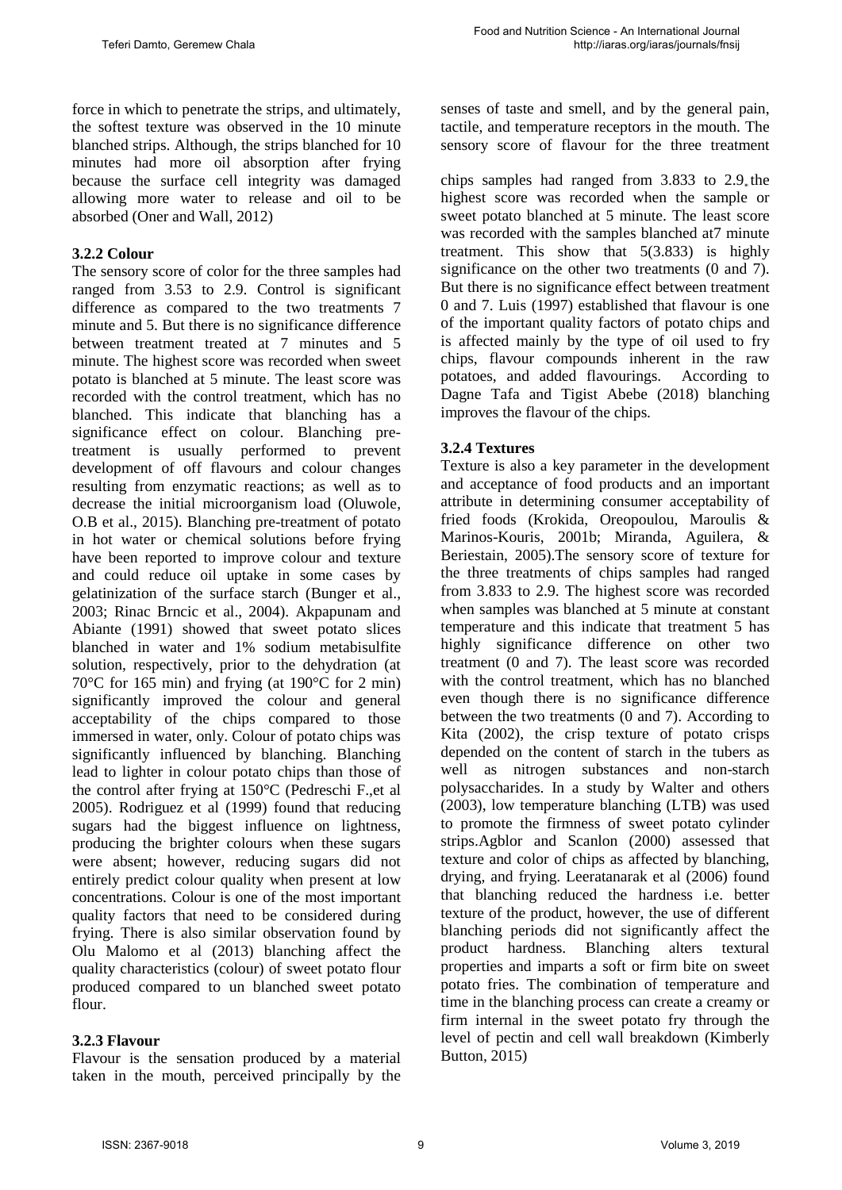force in which to penetrate the strips, and ultimately, the softest texture was observed in the 10 minute blanched strips. Although, the strips blanched for 10 minutes had more oil absorption after frying because the surface cell integrity was damaged allowing more water to release and oil to be absorbed (Oner and Wall, 2012)

### 3.2.2 Colour

The sensory score of color for the three samples had ranged from 3.53 to 2.9. Control is significant difference as compared to the two treatments 7 minute and 5. But there is no significance difference between treatment treated at 7 minutes and 5 minute. The highest score was recorded when sweet potato is blanched at 5 minute. The least score was recorded with the control treatment, which has no blanched. This indicate that blanching has a significance effect on colour. Blanching pre-treatment is usually performed to prevent development of off flavours and colour changes resulting from enzymatic reactions; as well as to decrease the initial microorganism load (Oluwole, O.B et al., 2015). Blanching pre-treatment of potato in hot water or chemical solutions before frying have been reported to improve colour and texture and could reduce oil uptake in some cases by gelatinization of the surface starch (Bunger et al., 2003; Rinac Brncic et al., 2004). Akpapunam and Abiante (1991) showed that sweet potato slices blanched in water and 1% sodium metabisulfite solution, respectively, prior to the dehydration (at 70°C for 165 min) and frying (at 190°C for 2 min) significantly improved the colour and general acceptability of the chips compared to those immersed in water, only. Colour of potato chips was significantly influenced by blanching. Blanching lead to lighter in colour potato chips than those of the control after frying at 150°C (Pedreschi F.,et al 2005). Rodriguez et al (1999) found that reducing sugars had the biggest influence on lightness, producing the brighter colours when these sugars were absent; however, reducing sugars did not entirely predict colour quality when present at low concentrations. Colour is one of the most important quality factors that need to be considered during frying. There is also similar observation found by Olu Malomo et al (2013) blanching affect the quality characteristics (colour) of sweet potato flour produced compared to un blanched sweet potato flour.

### 3.2.3 Flavour

Flavour is the sensation produced by a material taken in the mouth, perceived principally by the senses of taste and smell, and by the general pain, tactile, and temperature receptors in the mouth. The sensory score of flavour for the three treatment chips samples had ranged from 3.833 to 2.9. the highest score was recorded when the sample or sweet potato blanched at 5 minute. The least score was recorded with the samples blanched at7 minute treatment. This show that 5(3.833) is highly significance on the other two treatments (0 and 7). But there is no significance effect between treatment 0 and 7. Luis (1997) established that flavour is one of the important quality factors of potato chips and is affected mainly by the type of oil used to fry chips, flavour compounds inherent in the raw potatoes, and added flavourings. According to Dagne Tafa and Tigist Abebe (2018) blanching improves the flavour of the chips.

### 3.2.4 Textures

Texture is also a key parameter in the development and acceptance of food products and an important attribute in determining consumer acceptability of fried foods (Krokida, Oreopoulou, Maroulis & Marinos-Kouris, 2001b; Miranda, Aguilera, & Beriestain, 2005).The sensory score of texture for the three treatments of chips samples had ranged from 3.833 to 2.9. The highest score was recorded when samples was blanched at 5 minute at constant temperature and this indicate that treatment 5 has highly significance difference on other two treatment (0 and 7). The least score was recorded with the control treatment, which has no blanched even though there is no significance difference between the two treatments (0 and 7). According to Kita (2002), the crisp texture of potato crisps depended on the content of starch in the tubers as well as nitrogen substances and non-starch polysaccharides. In a study by Walter and others (2003), low temperature blanching (LTB) was used to promote the firmness of sweet potato cylinder strips.Agblor and Scanlon (2000) assessed that texture and color of chips as affected by blanching, drying, and frying. Leeratanarak et al (2006) found that blanching reduced the hardness i.e. better texture of the product, however, the use of different blanching periods did not significantly affect the product hardness. Blanching alters textural properties and imparts a soft or firm bite on sweet potato fries. The combination of temperature and time in the blanching process can create a creamy or firm internal in the sweet potato fry through the level of pectin and cell wall breakdown (Kimberly Button, 2015)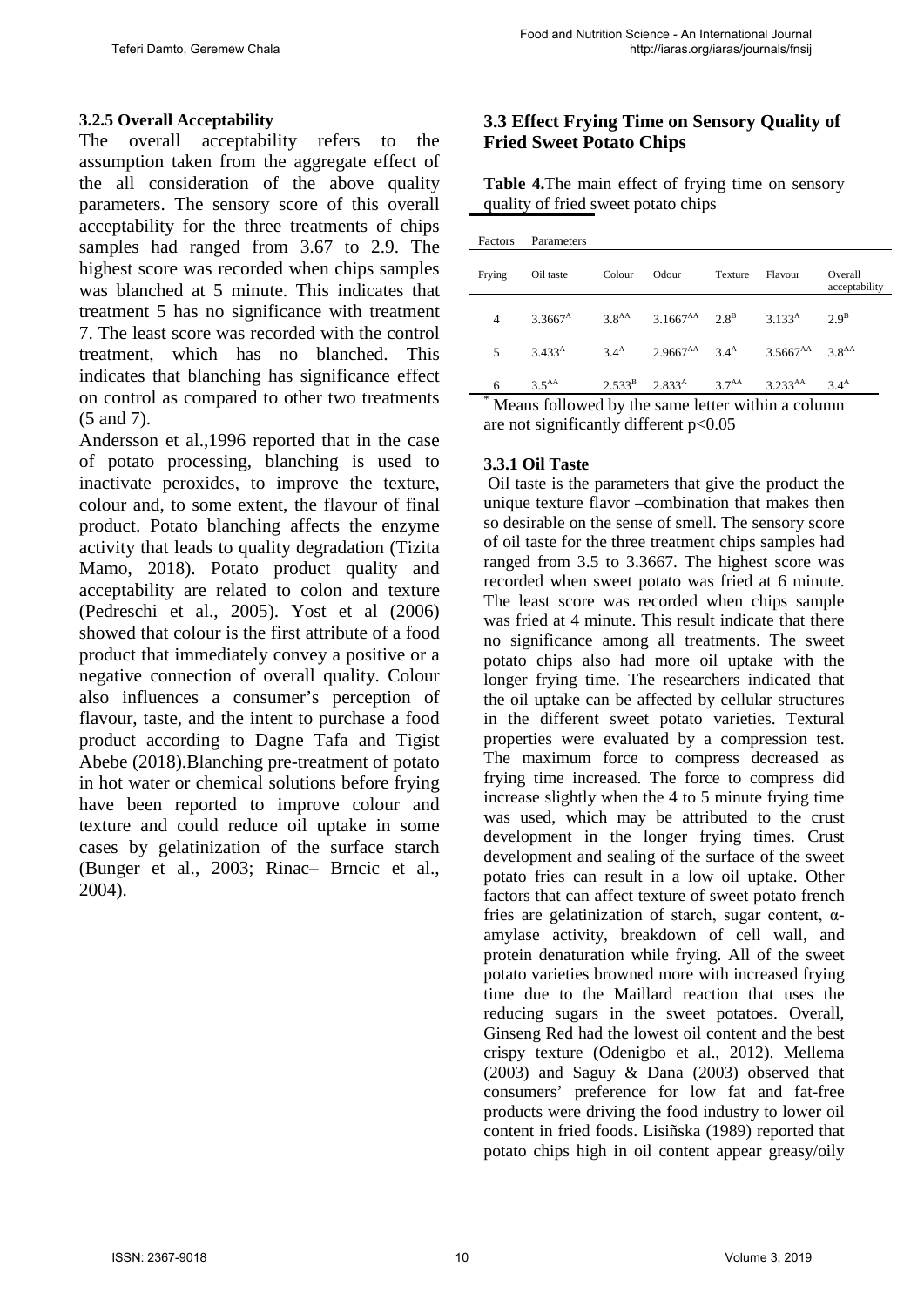### 3.2.5 Overall Acceptability

The overall acceptability refers to the assumption taken from the aggregate effect of the all consideration of the above quality parameters. The sensory score of this overall acceptability for the three treatments of chips samples had ranged from 3.67 to 2.9. The highest score was recorded when chips samples was blanched at 5 minute. This indicates that treatment 5 has no significance with treatment 7. The least score was recorded with the control treatment, which has no blanched. This indicates that blanching has significance effect on control as compared to other two treatments (5 and 7).

Andersson et al.,1996 reported that in the case of potato processing, blanching is used to inactivate peroxides, to improve the texture, colour and, to some extent, the flavour of final product. Potato blanching affects the enzyme activity that leads to quality degradation (Tizita Mamo, 2018). Potato product quality and acceptability are related to colon and texture (Pedreschi et al., 2005). Yost et al (2006) showed that colour is the first attribute of a food product that immediately convey a positive or a negative connection of overall quality. Colour also influences a consumer's perception of flavour, taste, and the intent to purchase a food product according to Dagne Tafa and Tigist Abebe (2018).Blanching pre-treatment of potato in hot water or chemical solutions before frying have been reported to improve colour and texture and could reduce oil uptake in some cases by gelatinization of the surface starch (Bunger et al., 2003; Rinac– Brncic et al., 2004).

## 3.3 Effect Frying Time on Sensory Quality of Fried Sweet Potato Chips

**Table 4.**The main effect of frying time on sensory quality of fried sweet potato chips

| Factors | Parameters | | | | | |
|---|---|---|---|---|---|---|
| Frying | Oil taste | Colour | Odour | Texture | Flavour | Overall acceptability |
| 4 | $3.3667^{A}$ | $3.8^{AA}$ | $3.1667^{AA}$ | $2.8^{B}$ | $3.133^{A}$ | $2.9^{B}$ |
| 5 | $3.433^{A}$ | $3.4^{A}$ | $2.9667^{AA}$ | $3.4^{A}$ | $3.5667^{AA}$ | $3.8^{AA}$ |
| 6 | $3.5^{AA}$ | $2.533^{B}$ | $2.833^{A}$ | $3.7^{AA}$ | $3.233^{AA}$ | $3.4^{A}$ |

* Means followed by the same letter within a column are not significantly different $p<0.05$

### 3.3.1 Oil Taste

Oil taste is the parameters that give the product the unique texture flavor –combination that makes then so desirable on the sense of smell. The sensory score of oil taste for the three treatment chips samples had ranged from 3.5 to 3.3667. The highest score was recorded when sweet potato was fried at 6 minute. The least score was recorded when chips sample was fried at 4 minute. This result indicate that there no significance among all treatments. The sweet potato chips also had more oil uptake with the longer frying time. The researchers indicated that the oil uptake can be affected by cellular structures in the different sweet potato varieties. Textural properties were evaluated by a compression test. The maximum force to compress decreased as frying time increased. The force to compress did increase slightly when the 4 to 5 minute frying time was used, which may be attributed to the crust development in the longer frying times. Crust development and sealing of the surface of the sweet potato fries can result in a low oil uptake. Other factors that can affect texture of sweet potato french fries are gelatinization of starch, sugar content, α-amylase activity, breakdown of cell wall, and protein denaturation while frying. All of the sweet potato varieties browned more with increased frying time due to the Maillard reaction that uses the reducing sugars in the sweet potatoes. Overall, Ginseng Red had the lowest oil content and the best crispy texture (Odenigbo et al., 2012). Mellema (2003) and Saguy & Dana (2003) observed that consumers' preference for low fat and fat-free products were driving the food industry to lower oil content in fried foods. Lisiñska (1989) reported that potato chips high in oil content appear greasy/oily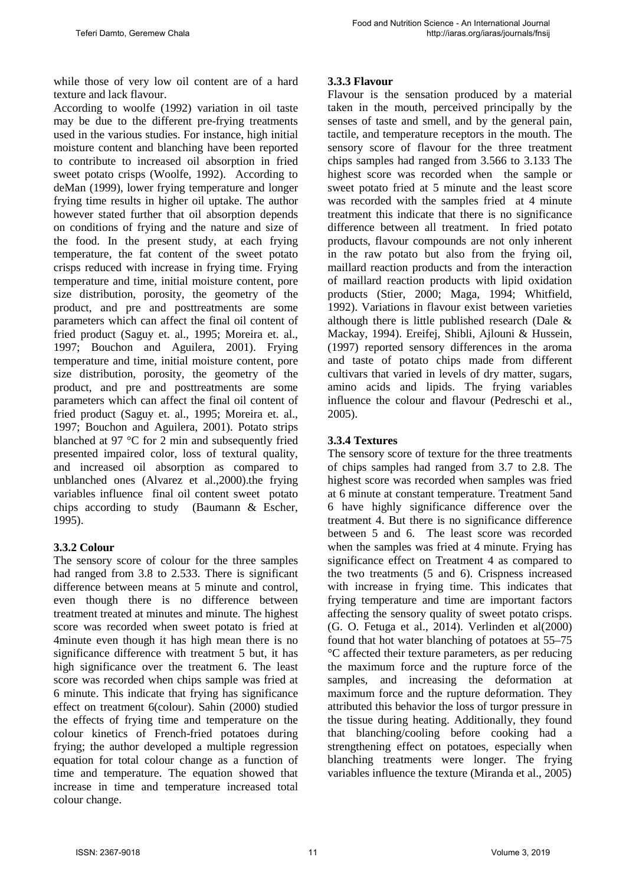while those of very low oil content are of a hard texture and lack flavour.

According to woolfe (1992) variation in oil taste may be due to the different pre-frying treatments used in the various studies. For instance, high initial moisture content and blanching have been reported to contribute to increased oil absorption in fried sweet potato crisps (Woolfe, 1992). According to deMan (1999), lower frying temperature and longer frying time results in higher oil uptake. The author however stated further that oil absorption depends on conditions of frying and the nature and size of the food. In the present study, at each frying temperature, the fat content of the sweet potato crisps reduced with increase in frying time. Frying temperature and time, initial moisture content, pore size distribution, porosity, the geometry of the product, and pre and posttreatments are some parameters which can affect the final oil content of fried product (Saguy et. al., 1995; Moreira et. al., 1997; Bouchon and Aguilera, 2001). Frying temperature and time, initial moisture content, pore size distribution, porosity, the geometry of the product, and pre and posttreatments are some parameters which can affect the final oil content of fried product (Saguy et. al., 1995; Moreira et. al., 1997; Bouchon and Aguilera, 2001). Potato strips blanched at 97 °C for 2 min and subsequently fried presented impaired color, loss of textural quality, and increased oil absorption as compared to unblanched ones (Alvarez et al.,2000).the frying variables influence final oil content sweet potato chips according to study (Baumann & Escher, 1995).

### 3.3.2 Colour

The sensory score of colour for the three samples had ranged from 3.8 to 2.533. There is significant difference between means at 5 minute and control, even though there is no difference between treatment treated at minutes and minute. The highest score was recorded when sweet potato is fried at 4minute even though it has high mean there is no significance difference with treatment 5 but, it has high significance over the treatment 6. The least score was recorded when chips sample was fried at 6 minute. This indicate that frying has significance effect on treatment 6(colour). Sahin (2000) studied the effects of frying time and temperature on the colour kinetics of French-fried potatoes during frying; the author developed a multiple regression equation for total colour change as a function of time and temperature. The equation showed that increase in time and temperature increased total colour change.

### 3.3.3 Flavour

Flavour is the sensation produced by a material taken in the mouth, perceived principally by the senses of taste and smell, and by the general pain, tactile, and temperature receptors in the mouth. The sensory score of flavour for the three treatment chips samples had ranged from 3.566 to 3.133 The highest score was recorded when the sample or sweet potato fried at 5 minute and the least score was recorded with the samples fried at 4 minute treatment this indicate that there is no significance difference between all treatment. In fried potato products, flavour compounds are not only inherent in the raw potato but also from the frying oil, maillard reaction products and from the interaction of maillard reaction products with lipid oxidation products (Stier, 2000; Maga, 1994; Whitfield, 1992). Variations in flavour exist between varieties although there is little published research (Dale & Mackay, 1994). Ereifej, Shibli, Ajlouni & Hussein, (1997) reported sensory differences in the aroma and taste of potato chips made from different cultivars that varied in levels of dry matter, sugars, amino acids and lipids. The frying variables influence the colour and flavour (Pedreschi et al., 2005).

### 3.3.4 Textures

The sensory score of texture for the three treatments of chips samples had ranged from 3.7 to 2.8. The highest score was recorded when samples was fried at 6 minute at constant temperature. Treatment 5and 6 have highly significance difference over the treatment 4. But there is no significance difference between 5 and 6. The least score was recorded when the samples was fried at 4 minute. Frying has significance effect on Treatment 4 as compared to the two treatments (5 and 6). Crispness increased with increase in frying time. This indicates that frying temperature and time are important factors affecting the sensory quality of sweet potato crisps. (G. O. Fetuga et al., 2014). Verlinden et al(2000) found that hot water blanching of potatoes at 55–75 °C affected their texture parameters, as per reducing the maximum force and the rupture force of the samples, and increasing the deformation at maximum force and the rupture deformation. They attributed this behavior the loss of turgor pressure in the tissue during heating. Additionally, they found that blanching/cooling before cooking had a strengthening effect on potatoes, especially when blanching treatments were longer. The frying variables influence the texture (Miranda et al., 2005)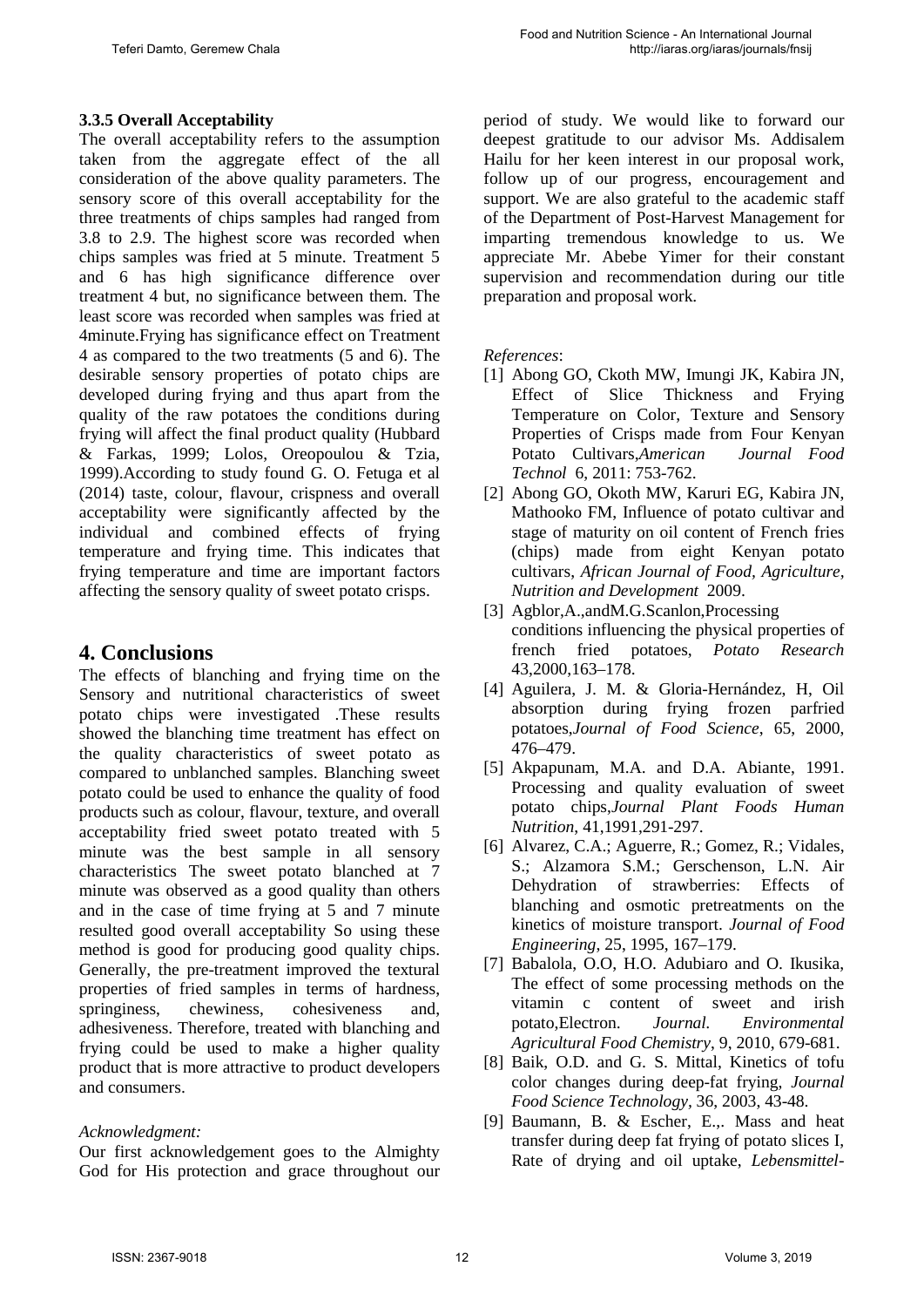### 3.3.5 Overall Acceptability

The overall acceptability refers to the assumption taken from the aggregate effect of the all consideration of the above quality parameters. The sensory score of this overall acceptability for the three treatments of chips samples had ranged from 3.8 to 2.9. The highest score was recorded when chips samples was fried at 5 minute. Treatment 5 and 6 has high significance difference over treatment 4 but, no significance between them. The least score was recorded when samples was fried at 4minute.Frying has significance effect on Treatment 4 as compared to the two treatments (5 and 6). The desirable sensory properties of potato chips are developed during frying and thus apart from the quality of the raw potatoes the conditions during frying will affect the final product quality (Hubbard & Farkas, 1999; Lolos, Oreopoulou & Tzia, 1999).According to study found G. O. Fetuga et al (2014) taste, colour, flavour, crispness and overall acceptability were significantly affected by the individual and combined effects of frying temperature and frying time. This indicates that frying temperature and time are important factors affecting the sensory quality of sweet potato crisps.

## 4. Conclusions

The effects of blanching and frying time on the Sensory and nutritional characteristics of sweet potato chips were investigated .These results showed the blanching time treatment has effect on the quality characteristics of sweet potato as compared to unblanched samples. Blanching sweet potato could be used to enhance the quality of food products such as colour, flavour, texture, and overall acceptability fried sweet potato treated with 5 minute was the best sample in all sensory characteristics The sweet potato blanched at 7 minute was observed as a good quality than others and in the case of time frying at 5 and 7 minute resulted good overall acceptability So using these method is good for producing good quality chips. Generally, the pre-treatment improved the textural properties of fried samples in terms of hardness, springiness, chewiness, cohesiveness and, adhesiveness. Therefore, treated with blanching and frying could be used to make a higher quality product that is more attractive to product developers and consumers.

*Acknowledgment:*

Our first acknowledgement goes to the Almighty God for His protection and grace throughout our period of study. We would like to forward our deepest gratitude to our advisor Ms. Addisalem Hailu for her keen interest in our proposal work, follow up of our progress, encouragement and support. We are also grateful to the academic staff of the Department of Post-Harvest Management for imparting tremendous knowledge to us. We appreciate Mr. Abebe Yimer for their constant supervision and recommendation during our title preparation and proposal work.

*References*:

[1] Abong GO, Ckoth MW, Imungi JK, Kabira JN, Effect of Slice Thickness and Frying Temperature on Color, Texture and Sensory Properties of Crisps made from Four Kenyan Potato Cultivars,*American Journal Food Technol* 6, 2011: 753-762.

[2] Abong GO, Okoth MW, Karuri EG, Kabira JN, Mathooko FM, Influence of potato cultivar and stage of maturity on oil content of French fries (chips) made from eight Kenyan potato cultivars, *African Journal of Food, Agriculture, Nutrition and Development* 2009.

[3] Agblor,A.,andM.G.Scanlon,Processing conditions influencing the physical properties of french fried potatoes, *Potato Research* 43,2000,163–178.

[4] Aguilera, J. M. & Gloria-Hernández, H, Oil absorption during frying frozen parfried potatoes,*Journal of Food Science*, 65, 2000, 476–479.

[5] Akpapunam, M.A. and D.A. Abiante, 1991. Processing and quality evaluation of sweet potato chips,*Journal Plant Foods Human Nutrition*, 41,1991,291-297.

[6] Alvarez, C.A.; Aguerre, R.; Gomez, R.; Vidales, S.; Alzamora S.M.; Gerschenson, L.N. Air Dehydration of strawberries: Effects of blanching and osmotic pretreatments on the kinetics of moisture transport. *Journal of Food Engineering*, 25, 1995, 167–179.

[7] Babalola, O.O, H.O. Adubiaro and O. Ikusika, The effect of some processing methods on the vitamin c content of sweet and irish potato,Electron. *Journal. Environmental Agricultural Food Chemistry*, 9, 2010, 679-681.

[8] Baik, O.D. and G. S. Mittal, Kinetics of tofu color changes during deep-fat frying, *Journal Food Science Technology*, 36, 2003, 43-48.

[9] Baumann, B. & Escher, E.,. Mass and heat transfer during deep fat frying of potato slices I, Rate of drying and oil uptake, *Lebensmittel-*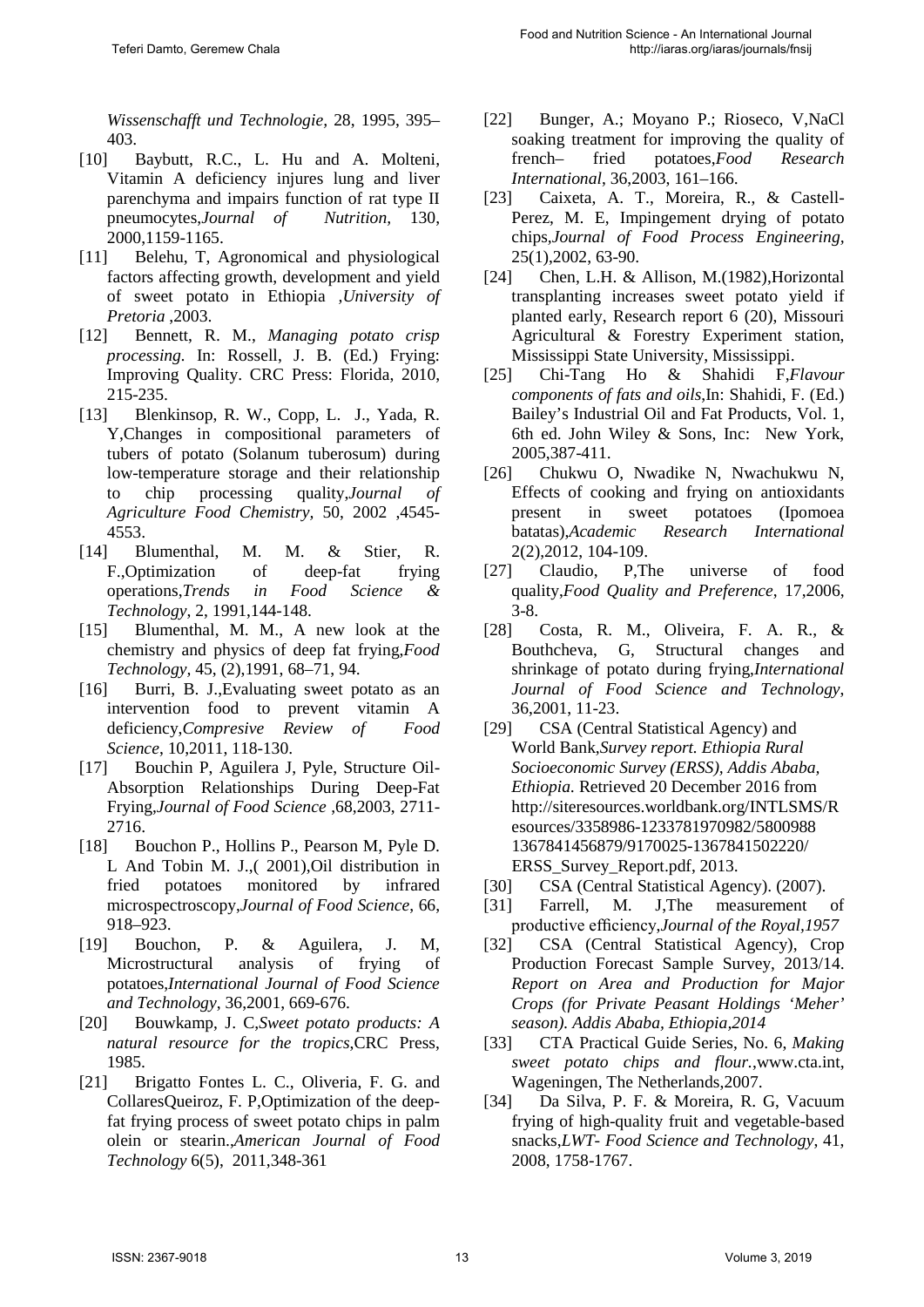*Wissenschafft und Technologie,* 28, 1995, 395–403.

[10] Baybutt, R.C., L. Hu and A. Molteni, Vitamin A deficiency injures lung and liver parenchyma and impairs function of rat type II pneumocytes,*Journal of Nutrition,* 130, 2000,1159-1165.

[11] Belehu, T, Agronomical and physiological factors affecting growth, development and yield of sweet potato in Ethiopia ,*University of Pretoria* ,2003.

[12] Bennett, R. M., *Managing potato crisp processing.* In: Rossell, J. B. (Ed.) Frying: Improving Quality. CRC Press: Florida, 2010, 215-235.

[13] Blenkinsop, R. W., Copp, L. J., Yada, R. Y,Changes in compositional parameters of tubers of potato (Solanum tuberosum) during low-temperature storage and their relationship to chip processing quality,*Journal of Agriculture Food Chemistry,* 50, 2002 ,4545-4553.

[14] Blumenthal, M. M. & Stier, R. F.,Optimization of deep-fat frying operations,*Trends in Food Science & Technology*, 2, 1991,144-148.

[15] Blumenthal, M. M., A new look at the chemistry and physics of deep fat frying,*Food Technology,* 45, (2),1991, 68–71, 94.

[16] Burri, B. J.,Evaluating sweet potato as an intervention food to prevent vitamin A deficiency,*Compresive Review of Food Science*, 10,2011, 118-130.

[17] Bouchin P, Aguilera J, Pyle, Structure Oil-Absorption Relationships During Deep-Fat Frying,*Journal of Food Science* ,68,2003, 2711-2716.

[18] Bouchon P., Hollins P., Pearson M, Pyle D. L And Tobin M. J.,( 2001),Oil distribution in fried potatoes monitored by infrared microspectroscopy,*Journal of Food Science*, 66, 918–923.

[19] Bouchon, P. & Aguilera, J. M, Microstructural analysis of frying of potatoes,*International Journal of Food Science and Technology*, 36,2001, 669-676.

[20] Bouwkamp, J. C,*Sweet potato products: A natural resource for the tropics*,CRC Press, 1985.

[21] Brigatto Fontes L. C., Oliveria, F. G. and CollaresQueiroz, F. P,Optimization of the deep-fat frying process of sweet potato chips in palm olein or stearin.,*American Journal of Food Technology* 6(5), 2011,348-361

[22] Bunger, A.; Moyano P.; Rioseco, V,NaCl soaking treatment for improving the quality of french– fried potatoes,*Food Research International*, 36,2003, 161–166.

[23] Caixeta, A. T., Moreira, R., & Castell-Perez, M. E, Impingement drying of potato chips,*Journal of Food Process Engineering*, 25(1),2002, 63-90.

[24] Chen, L.H. & Allison, M.(1982),Horizontal transplanting increases sweet potato yield if planted early, Research report 6 (20), Missouri Agricultural & Forestry Experiment station, Mississippi State University, Mississippi.

[25] Chi-Tang Ho & Shahidi F,*Flavour components of fats and oils*,In: Shahidi, F. (Ed.) Bailey's Industrial Oil and Fat Products, Vol. 1, 6th ed. John Wiley & Sons, Inc: New York, 2005,387-411.

[26] Chukwu O, Nwadike N, Nwachukwu N, Effects of cooking and frying on antioxidants present in sweet potatoes (Ipomoea batatas),*Academic Research International* 2(2),2012, 104-109.

[27] Claudio, P,The universe of food quality,*Food Quality and Preference*, 17,2006, 3-8.

[28] Costa, R. M., Oliveira, F. A. R., & Bouthcheva, G, Structural changes and shrinkage of potato during frying,*International Journal of Food Science and Technology*, 36,2001, 11-23.

[29] CSA (Central Statistical Agency) and World Bank,*Survey report. Ethiopia Rural Socioeconomic Survey (ERSS), Addis Ababa, Ethiopia.* Retrieved 20 December 2016 from http://siteresources.worldbank.org/INTLSMS/Resources/3358986-1233781970982/5800988 1367841456879/9170025-1367841502220/ ERSS_Survey_Report.pdf, 2013.

[30] CSA (Central Statistical Agency). (2007).

[31] Farrell, M. J,The measurement of productive efficiency,*Journal of the Royal,1957*

[32] CSA (Central Statistical Agency), Crop Production Forecast Sample Survey, 2013/14. *Report on Area and Production for Major Crops (for Private Peasant Holdings 'Meher' season). Addis Ababa, Ethiopia,2014*

[33] CTA Practical Guide Series, No. 6, *Making sweet potato chips and flour.*,www.cta.int, Wageningen, The Netherlands,2007.

[34] Da Silva, P. F. & Moreira, R. G, Vacuum frying of high-quality fruit and vegetable-based snacks,*LWT- Food Science and Technology*, 41, 2008, 1758-1767.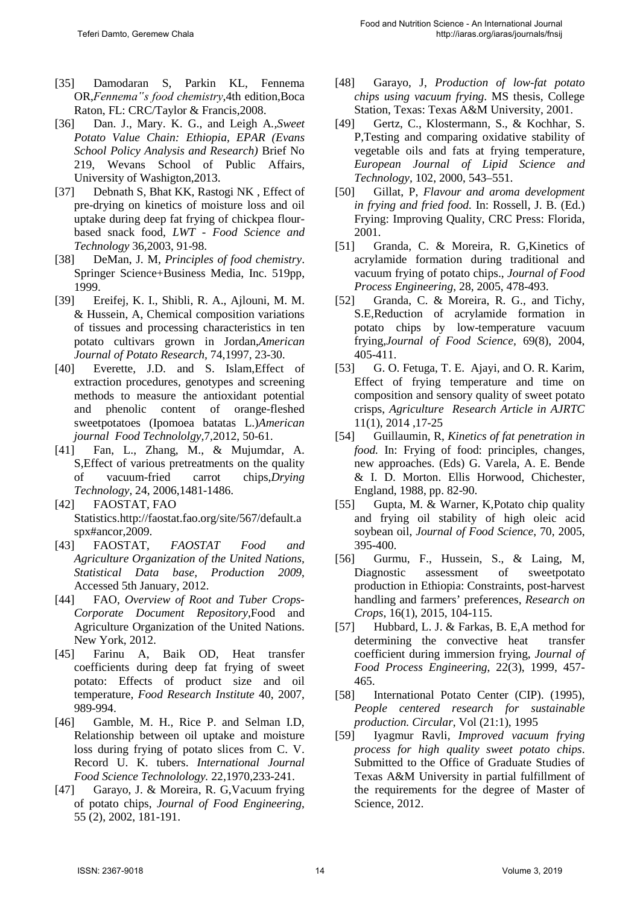[35] Damodaran S, Parkin KL, Fennema OR,*Fennema"s food chemistry*,4th edition,Boca Raton, FL: CRC/Taylor & Francis,2008.

[36] Dan. J., Mary. K. G., and Leigh A.,*Sweet Potato Value Chain: Ethiopia, EPAR (Evans School Policy Analysis and Research)* Brief No 219, Wevans School of Public Affairs, University of Washigton,2013.

[37] Debnath S, Bhat KK, Rastogi NK , Effect of pre-drying on kinetics of moisture loss and oil uptake during deep fat frying of chickpea flour-based snack food, *LWT - Food Science and Technology* 36,2003, 91-98.

[38] DeMan, J. M, *Principles of food chemistry*. Springer Science+Business Media, Inc. 519pp, 1999.

[39] Ereifej, K. I., Shibli, R. A., Ajlouni, M. M. & Hussein, A, Chemical composition variations of tissues and processing characteristics in ten potato cultivars grown in Jordan,*American Journal of Potato Research*, 74,1997, 23-30.

[40] Everette, J.D. and S. Islam,Effect of extraction procedures, genotypes and screening methods to measure the antioxidant potential and phenolic content of orange-fleshed sweetpotatoes (Ipomoea batatas L.)*American journal Food Technololgy*,7,2012, 50-61.

[41] Fan, L., Zhang, M., & Mujumdar, A. S,Effect of various pretreatments on the quality of vacuum-fried carrot chips,*Drying Technology*, 24, 2006,1481-1486.

[42] FAOSTAT, FAO Statistics.http://faostat.fao.org/site/567/default.aspx#ancor,2009.

[43] FAOSTAT, *FAOSTAT Food and Agriculture Organization of the United Nations, Statistical Data base, Production 2009*, Accessed 5th January, 2012.

[44] FAO, *Overview of Root and Tuber Crops-Corporate Document Repository*,Food and Agriculture Organization of the United Nations. New York, 2012.

[45] Farinu A, Baik OD, Heat transfer coefficients during deep fat frying of sweet potato: Effects of product size and oil temperature, *Food Research Institute* 40, 2007, 989-994.

[46] Gamble, M. H., Rice P. and Selman I.D, Relationship between oil uptake and moisture loss during frying of potato slices from C. V. Record U. K. tubers. *International Journal Food Science Technolology.* 22,1970,233-241.

[47] Garayo, J. & Moreira, R. G,Vacuum frying of potato chips, *Journal of Food Engineering*, 55 (2), 2002, 181-191.

[48] Garayo, J, *Production of low-fat potato chips using vacuum frying*. MS thesis, College Station, Texas: Texas A&M University, 2001.

[49] Gertz, C., Klostermann, S., & Kochhar, S. P,Testing and comparing oxidative stability of vegetable oils and fats at frying temperature, *European Journal of Lipid Science and Technology*, 102, 2000, 543–551.

[50] Gillat, P, *Flavour and aroma development in frying and fried food.* In: Rossell, J. B. (Ed.) Frying: Improving Quality, CRC Press: Florida, 2001.

[51] Granda, C. & Moreira, R. G,Kinetics of acrylamide formation during traditional and vacuum frying of potato chips., *Journal of Food Process Engineering*, 28, 2005, 478-493.

[52] Granda, C. & Moreira, R. G., and Tichy, S.E,Reduction of acrylamide formation in potato chips by low-temperature vacuum frying,*Journal of Food Science,* 69(8), 2004, 405-411.

[53] G. O. Fetuga, T. E. Ajayi, and O. R. Karim, Effect of frying temperature and time on composition and sensory quality of sweet potato crisps, *Agriculture Research Article in AJRTC* 11(1), 2014 ,17-25

[54] Guillaumin, R, *Kinetics of fat penetration in food.* In: Frying of food: principles, changes, new approaches. (Eds) G. Varela, A. E. Bende & I. D. Morton. Ellis Horwood, Chichester, England, 1988, pp. 82-90.

[55] Gupta, M. & Warner, K,Potato chip quality and frying oil stability of high oleic acid soybean oil, *Journal of Food Science*, 70, 2005, 395-400.

[56] Gurmu, F., Hussein, S., & Laing, M, Diagnostic assessment of sweetpotato production in Ethiopia: Constraints, post-harvest handling and farmers' preferences, *Research on Crops*, 16(1), 2015, 104-115.

[57] Hubbard, L. J. & Farkas, B. E,A method for determining the convective heat transfer coefficient during immersion frying, *Journal of Food Process Engineering*, 22(3), 1999, 457-465.

[58] International Potato Center (CIP). (1995), *People centered research for sustainable production. Circular*, Vol (21:1), 1995

[59] Iyagmur Ravli, *Improved vacuum frying process for high quality sweet potato chips*. Submitted to the Office of Graduate Studies of Texas A&M University in partial fulfillment of the requirements for the degree of Master of Science, 2012.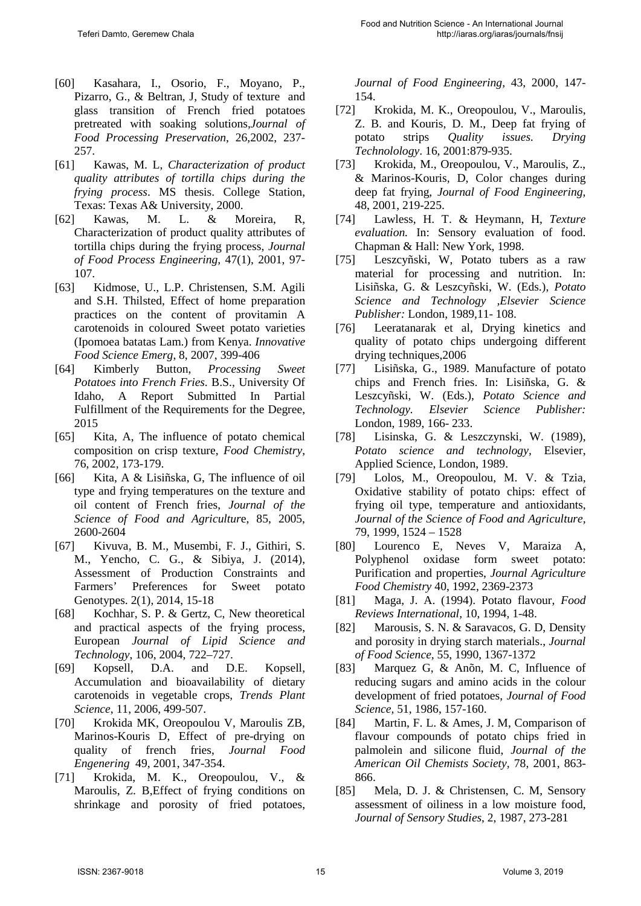[60] Kasahara, I., Osorio, F., Moyano, P., Pizarro, G., & Beltran, J, Study of texture and glass transition of French fried potatoes pretreated with soaking solutions,*Journal of Food Processing Preservation*, 26,2002, 237-257.

[61] Kawas, M. L, *Characterization of product quality attributes of tortilla chips during the frying process*. MS thesis. College Station, Texas: Texas A& University, 2000.

[62] Kawas, M. L. & Moreira, R, Characterization of product quality attributes of tortilla chips during the frying process, *Journal of Food Process Engineering*, 47(1), 2001, 97-107.

[63] Kidmose, U., L.P. Christensen, S.M. Agili and S.H. Thilsted, Effect of home preparation practices on the content of provitamin A carotenoids in coloured Sweet potato varieties (Ipomoea batatas Lam.) from Kenya. *Innovative Food Science Emerg*, 8, 2007, 399-406

[64] Kimberly Button, *Processing Sweet Potatoes into French Fries*. B.S., University Of Idaho, A Report Submitted In Partial Fulfillment of the Requirements for the Degree, 2015

[65] Kita, A, The influence of potato chemical composition on crisp texture, *Food Chemistry*, 76, 2002, 173-179.

[66] Kita, A & Lisiñska, G, The influence of oil type and frying temperatures on the texture and oil content of French fries, *Journal of the Science of Food and Agricultur*e, 85, 2005, 2600-2604

[67] Kivuva, B. M., Musembi, F. J., Githiri, S. M., Yencho, C. G., & Sibiya, J. (2014), Assessment of Production Constraints and Farmers' Preferences for Sweet potato Genotypes. 2(1), 2014, 15-18

[68] Kochhar, S. P. & Gertz, C, New theoretical and practical aspects of the frying process, European *Journal of Lipid Science and Technology*, 106, 2004, 722–727.

[69] Kopsell, D.A. and D.E. Kopsell, Accumulation and bioavailability of dietary carotenoids in vegetable crops, *Trends Plant Science*, 11, 2006, 499-507.

[70] Krokida MK, Oreopoulou V, Maroulis ZB, Marinos-Kouris D, Effect of pre-drying on quality of french fries, *Journal Food Engenering* 49, 2001, 347-354.

[71] Krokida, M. K., Oreopoulou, V., & Maroulis, Z. B,Effect of frying conditions on shrinkage and porosity of fried potatoes, *Journal of Food Engineering*, 43, 2000, 147-154.

[72] Krokida, M. K., Oreopoulou, V., Maroulis, Z. B. and Kouris, D. M., Deep fat frying of potato strips *Quality issues. Drying Technolology*. 16, 2001:879-935.

[73] Krokida, M., Oreopoulou, V., Maroulis, Z., & Marinos-Kouris, D, Color changes during deep fat frying, *Journal of Food Engineering*, 48, 2001, 219-225.

[74] Lawless, H. T. & Heymann, H, *Texture evaluation.* In: Sensory evaluation of food. Chapman & Hall: New York, 1998.

[75] Leszcyñski, W, Potato tubers as a raw material for processing and nutrition. In: Lisiñska, G. & Leszcyñski, W. (Eds.), *Potato Science and Technology ,Elsevier Science Publisher:* London, 1989,11- 108.

[76] Leeratanarak et al, Drying kinetics and quality of potato chips undergoing different drying techniques,2006

[77] Lisiñska, G., 1989. Manufacture of potato chips and French fries. In: Lisiñska, G. & Leszcyñski, W. (Eds.), *Potato Science and Technology. Elsevier Science Publisher:* London, 1989, 166- 233.

[78] Lisinska, G. & Leszczynski, W. (1989), *Potato science and technology*, Elsevier, Applied Science, London, 1989.

[79] Lolos, M., Oreopoulou, M. V. & Tzia, Oxidative stability of potato chips: effect of frying oil type, temperature and antioxidants, *Journal of the Science of Food and Agriculture*, 79, 1999, 1524 – 1528

[80] Lourenco E, Neves V, Maraiza A, Polyphenol oxidase form sweet potato: Purification and properties, *Journal Agriculture Food Chemistry* 40, 1992, 2369-2373

[81] Maga, J. A. (1994). Potato flavour, *Food Reviews International*, 10, 1994, 1-48.

[82] Marousis, S. N. & Saravacos, G. D, Density and porosity in drying starch materials., *Journal of Food Science*, 55, 1990, 1367-1372

[83] Marquez G, & Anõn, M. C, Influence of reducing sugars and amino acids in the colour development of fried potatoes, *Journal of Food Science,* 51, 1986, 157-160.

[84] Martin, F. L. & Ames, J. M, Comparison of flavour compounds of potato chips fried in palmolein and silicone fluid, *Journal of the American Oil Chemists Society*, 78, 2001, 863-866.

[85] Mela, D. J. & Christensen, C. M, Sensory assessment of oiliness in a low moisture food, *Journal of Sensory Studies*, 2, 1987, 273-281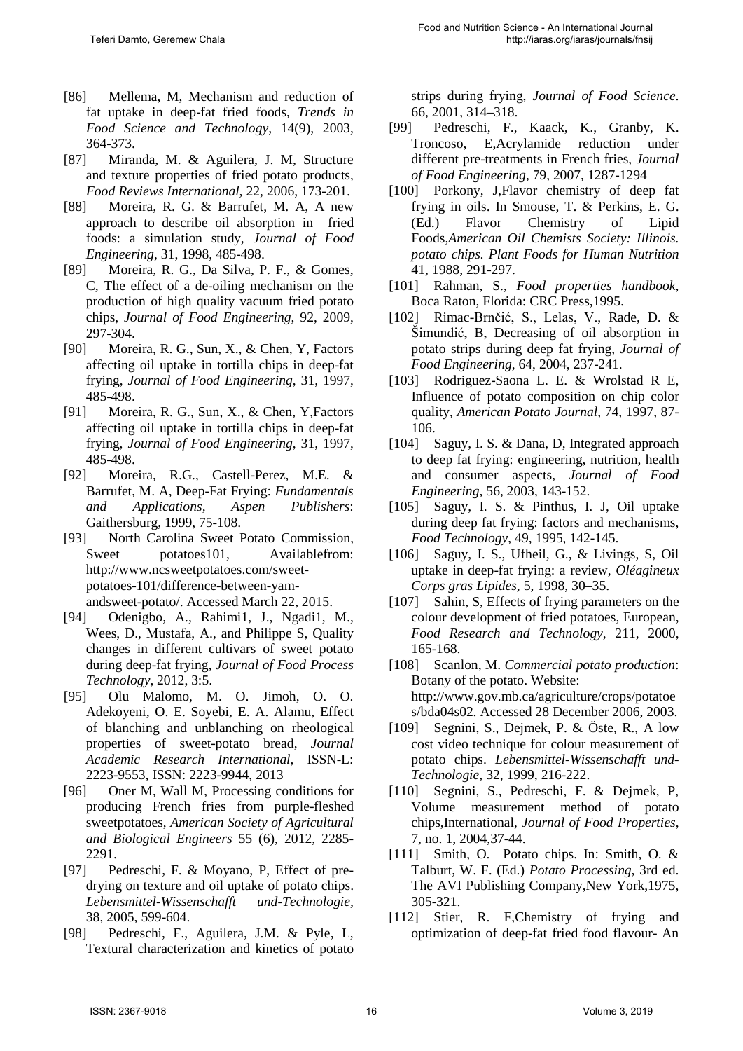[86] Mellema, M, Mechanism and reduction of fat uptake in deep-fat fried foods, *Trends in Food Science and Technology*, 14(9), 2003, 364-373.

[87] Miranda, M. & Aguilera, J. M, Structure and texture properties of fried potato products, *Food Reviews International*, 22, 2006, 173-201.

[88] Moreira, R. G. & Barrufet, M. A, A new approach to describe oil absorption in fried foods: a simulation study, *Journal of Food Engineering*, 31, 1998, 485-498.

[89] Moreira, R. G., Da Silva, P. F., & Gomes, C, The effect of a de-oiling mechanism on the production of high quality vacuum fried potato chips, *Journal of Food Engineering*, 92, 2009, 297-304.

[90] Moreira, R. G., Sun, X., & Chen, Y, Factors affecting oil uptake in tortilla chips in deep-fat frying, *Journal of Food Engineering*, 31, 1997, 485-498.

[91] Moreira, R. G., Sun, X., & Chen, Y,Factors affecting oil uptake in tortilla chips in deep-fat frying, *Journal of Food Engineering*, 31, 1997, 485-498.

[92] Moreira, R.G., Castell-Perez, M.E. & Barrufet, M. A, Deep-Fat Frying: *Fundamentals and Applications, Aspen Publishers*: Gaithersburg, 1999, 75-108.

[93] North Carolina Sweet Potato Commission, Sweet potatoes101, Availablefrom: http://www.ncsweetpotatoes.com/sweet-potatoes-101/difference-between-yam-andsweet-potato/. Accessed March 22, 2015.

[94] Odenigbo, A., Rahimi1, J., Ngadi1, M., Wees, D., Mustafa, A., and Philippe S, Quality changes in different cultivars of sweet potato during deep-fat frying, *Journal of Food Process Technology*, 2012, 3:5.

[95] Olu Malomo, M. O. Jimoh, O. O. Adekoyeni, O. E. Soyebi, E. A. Alamu, Effect of blanching and unblanching on rheological properties of sweet-potato bread, *Journal Academic Research International*, ISSN-L: 2223-9553, ISSN: 2223-9944, 2013

[96] Oner M, Wall M, Processing conditions for producing French fries from purple-fleshed sweetpotatoes, *American Society of Agricultural and Biological Engineers* 55 (6), 2012, 2285-2291.

[97] Pedreschi, F. & Moyano, P, Effect of pre-drying on texture and oil uptake of potato chips. *Lebensmittel-Wissenschafft und-Technologie*, 38, 2005, 599-604.

[98] Pedreschi, F., Aguilera, J.M. & Pyle, L, Textural characterization and kinetics of potato strips during frying, *Journal of Food Science*. 66, 2001, 314–318.

[99] Pedreschi, F., Kaack, K., Granby, K. Troncoso, E,Acrylamide reduction under different pre-treatments in French fries, *Journal of Food Engineering*, 79, 2007, 1287-1294

[100] Porkony, J,Flavor chemistry of deep fat frying in oils. In Smouse, T. & Perkins, E. G. (Ed.) Flavor Chemistry of Lipid Foods,*American Oil Chemists Society: Illinois. potato chips. Plant Foods for Human Nutrition* 41, 1988, 291-297.

[101] Rahman, S., *Food properties handbook*, Boca Raton, Florida: CRC Press,1995.

[102] Rimac-Brnčić, S., Lelas, V., Rade, D. & Šimundić, B, Decreasing of oil absorption in potato strips during deep fat frying, *Journal of Food Engineering*, 64, 2004, 237-241.

[103] Rodriguez-Saona L. E. & Wrolstad R E, Influence of potato composition on chip color quality, *American Potato Journal*, 74, 1997, 87-106.

[104] Saguy, I. S. & Dana, D, Integrated approach to deep fat frying: engineering, nutrition, health and consumer aspects, *Journal of Food Engineering*, 56, 2003, 143-152.

[105] Saguy, I. S. & Pinthus, I. J, Oil uptake during deep fat frying: factors and mechanisms, *Food Technology*, 49, 1995, 142-145.

[106] Saguy, I. S., Ufheil, G., & Livings, S, Oil uptake in deep-fat frying: a review, *Oléagineux Corps gras Lipides*, 5, 1998, 30–35.

[107] Sahin, S, Effects of frying parameters on the colour development of fried potatoes, European, *Food Research and Technology*, 211, 2000, 165-168.

[108] Scanlon, M. *Commercial potato production*: Botany of the potato. Website: http://www.gov.mb.ca/agriculture/crops/potatoes/bda04s02. Accessed 28 December 2006, 2003.

[109] Segnini, S., Dejmek, P. & Öste, R., A low cost video technique for colour measurement of potato chips. *Lebensmittel-Wissenschafft und-Technologie*, 32, 1999, 216-222.

[110] Segnini, S., Pedreschi, F. & Dejmek, P, Volume measurement method of potato chips,International, *Journal of Food Properties*, 7, no. 1, 2004,37-44.

[111] Smith, O. Potato chips. In: Smith, O. & Talburt, W. F. (Ed.) *Potato Processing*, 3rd ed. The AVI Publishing Company,New York,1975, 305-321.

[112] Stier, R. F,Chemistry of frying and optimization of deep-fat fried food flavour- An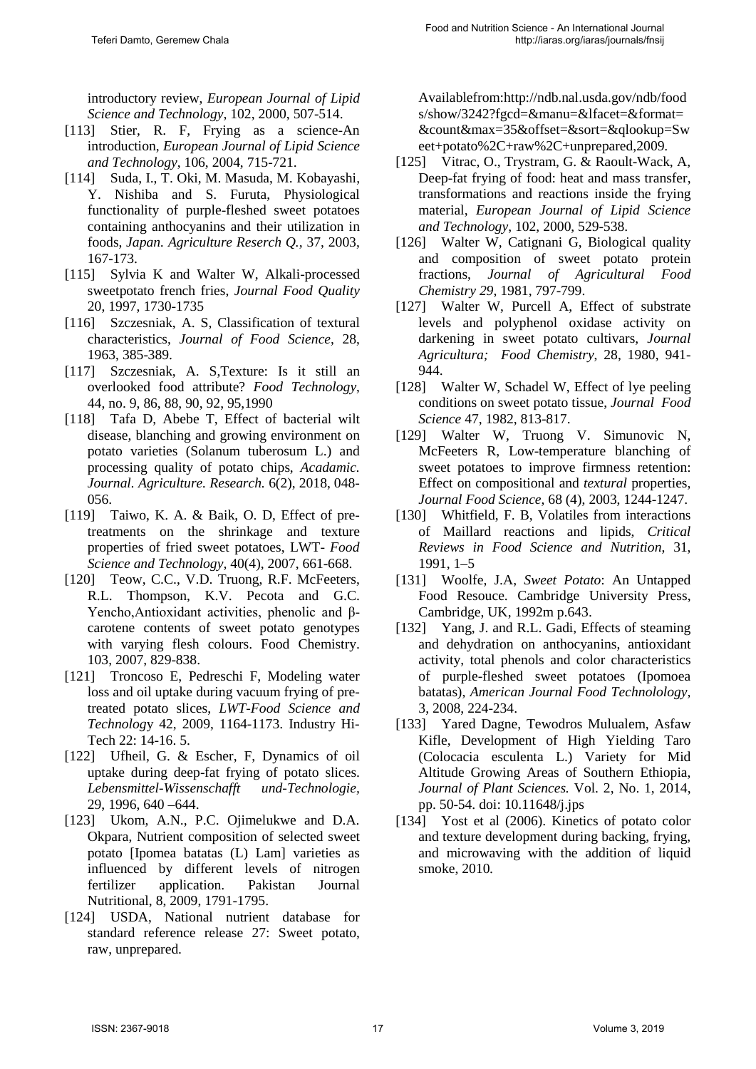introductory review, *European Journal of Lipid Science and Technology*, 102, 2000, 507-514.

[113] Stier, R. F, Frying as a science-An introduction, *European Journal of Lipid Science and Technology*, 106, 2004, 715-721.

[114] Suda, I., T. Oki, M. Masuda, M. Kobayashi, Y. Nishiba and S. Furuta, Physiological functionality of purple-fleshed sweet potatoes containing anthocyanins and their utilization in foods, *Japan. Agriculture Reserch Q.*, 37, 2003, 167-173.

[115] Sylvia K and Walter W, Alkali-processed sweetpotato french fries, *Journal Food Quality* 20, 1997, 1730-1735

[116] Szczesniak, A. S, Classification of textural characteristics, *Journal of Food Science*, 28, 1963, 385-389.

[117] Szczesniak, A. S,Texture: Is it still an overlooked food attribute? *Food Technology*, 44, no. 9, 86, 88, 90, 92, 95,1990

[118] Tafa D, Abebe T, Effect of bacterial wilt disease, blanching and growing environment on potato varieties (Solanum tuberosum L.) and processing quality of potato chips, *Acadamic. Journal. Agriculture. Research.* 6(2), 2018, 048-056.

[119] Taiwo, K. A. & Baik, O. D, Effect of pre-treatments on the shrinkage and texture properties of fried sweet potatoes, LWT- *Food Science and Technology,* 40(4), 2007, 661-668.

[120] Teow, C.C., V.D. Truong, R.F. McFeeters, R.L. Thompson, K.V. Pecota and G.C. Yencho,Antioxidant activities, phenolic and β-carotene contents of sweet potato genotypes with varying flesh colours. Food Chemistry. 103, 2007, 829-838.

[121] Troncoso E, Pedreschi F, Modeling water loss and oil uptake during vacuum frying of pre-treated potato slices, *LWT-Food Science and Technolog*y 42, 2009, 1164-1173. Industry Hi-Tech 22: 14-16. 5.

[122] Ufheil, G. & Escher, F, Dynamics of oil uptake during deep-fat frying of potato slices. *Lebensmittel-Wissenschafft und-Technologie,* 29, 1996, 640 –644.

[123] Ukom, A.N., P.C. Ojimelukwe and D.A. Okpara, Nutrient composition of selected sweet potato [Ipomea batatas (L) Lam] varieties as influenced by different levels of nitrogen fertilizer application. Pakistan Journal Nutritional, 8, 2009, 1791-1795.

[124] USDA, National nutrient database for standard reference release 27: Sweet potato, raw, unprepared. Availablefrom:http://ndb.nal.usda.gov/ndb/foods/show/3242?fgcd=&manu=&lfacet=&format=&count&max=35&offset=&sort=&qlookup=Sweet+potato%2C+raw%2C+unprepared,2009.

[125] Vitrac, O., Trystram, G. & Raoult-Wack, A, Deep-fat frying of food: heat and mass transfer, transformations and reactions inside the frying material, *European Journal of Lipid Science and Technology*, 102, 2000, 529-538.

[126] Walter W, Catignani G, Biological quality and composition of sweet potato protein fractions, *Journal of Agricultural Food Chemistry 29*, 1981, 797-799.

[127] Walter W, Purcell A, Effect of substrate levels and polyphenol oxidase activity on darkening in sweet potato cultivars, *Journal Agricultura; Food Chemistry*, 28, 1980, 941-944.

[128] Walter W, Schadel W, Effect of lye peeling conditions on sweet potato tissue, *Journal Food Science* 47, 1982, 813-817.

[129] Walter W, Truong V. Simunovic N, McFeeters R, Low-temperature blanching of sweet potatoes to improve firmness retention: Effect on compositional and *textural* properties, *Journal Food Science*, 68 (4), 2003, 1244-1247.

[130] Whitfield, F. B, Volatiles from interactions of Maillard reactions and lipids, *Critical Reviews in Food Science and Nutrition*, 31, 1991, 1–5

[131] Woolfe, J.A, *Sweet Potato*: An Untapped Food Resouce. Cambridge University Press, Cambridge, UK, 1992m p.643.

[132] Yang, J. and R.L. Gadi, Effects of steaming and dehydration on anthocyanins, antioxidant activity, total phenols and color characteristics of purple-fleshed sweet potatoes (Ipomoea batatas), *American Journal Food Technolology,* 3, 2008, 224-234.

[133] Yared Dagne, Tewodros Mulualem, Asfaw Kifle, Development of High Yielding Taro (Colocacia esculenta L.) Variety for Mid Altitude Growing Areas of Southern Ethiopia, *Journal of Plant Sciences.* Vol. 2, No. 1, 2014, pp. 50-54. doi: 10.11648/j.jps

[134] Yost et al (2006). Kinetics of potato color and texture development during backing, frying, and microwaving with the addition of liquid smoke, 2010.